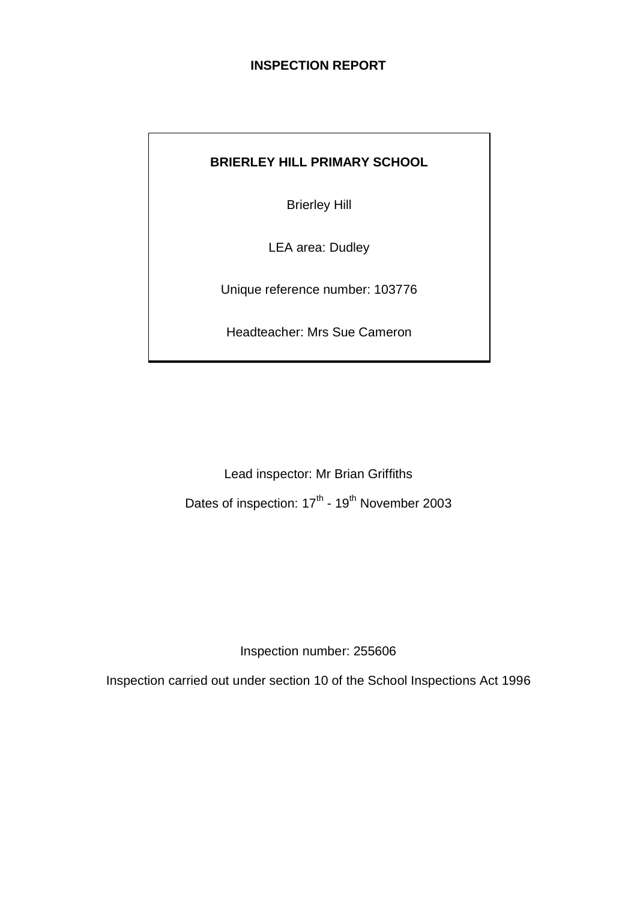# INSPECTION REPORT

**BRIERLEY HILL PRIMARY SCHOOL**

Brierley Hill

LEA area: Dudley

Unique reference number: 103776

Headteacher: Mrs Sue Cameron

Lead inspector: Mr Brian Griffiths

Dates of inspection: 17th - 19th November 2003

Inspection number: 255606

Inspection carried out under section 10 of the School Inspections Act 1996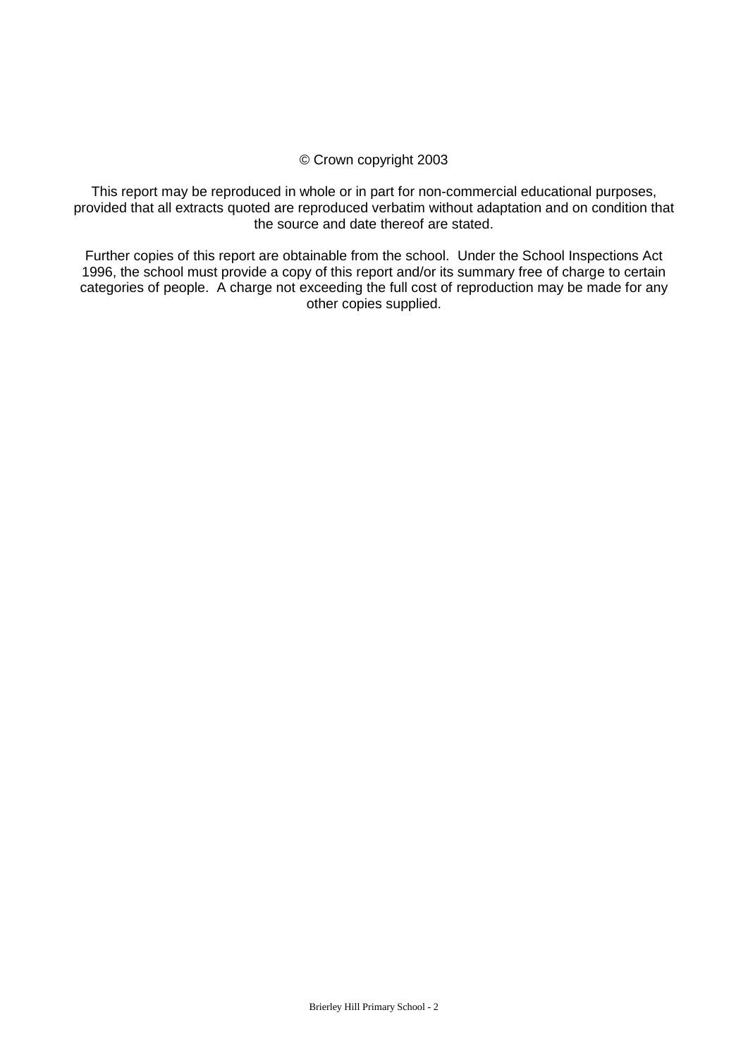© Crown copyright 2003

This report may be reproduced in whole or in part for non-commercial educational purposes, provided that all extracts quoted are reproduced verbatim without adaptation and on condition that the source and date thereof are stated.

Further copies of this report are obtainable from the school. Under the School Inspections Act 1996, the school must provide a copy of this report and/or its summary free of charge to certain categories of people. A charge not exceeding the full cost of reproduction may be made for any other copies supplied.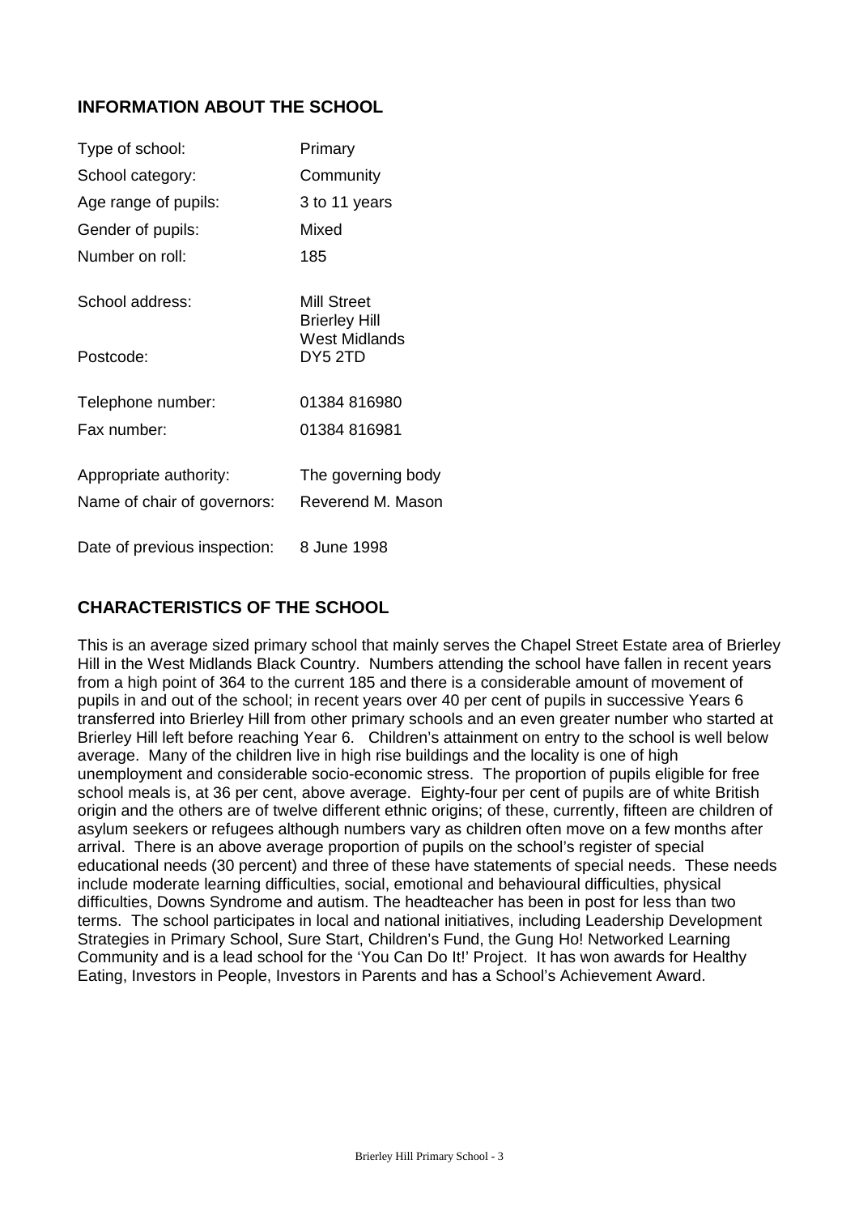## INFORMATION ABOUT THE SCHOOL

| | |
|---|---|
| Type of school: | Primary |
| School category: | Community |
| Age range of pupils: | 3 to 11 years |
| Gender of pupils: | Mixed |
| Number on roll: | 185 |
| School address: | Mill Street<br>Brierley Hill<br>West Midlands |
| Postcode: | DY5 2TD |
| Telephone number: | 01384 816980 |
| Fax number: | 01384 816981 |
| Appropriate authority: | The governing body |
| Name of chair of governors: | Reverend M. Mason |
| Date of previous inspection: | 8 June 1998 |

## CHARACTERISTICS OF THE SCHOOL

This is an average sized primary school that mainly serves the Chapel Street Estate area of Brierley Hill in the West Midlands Black Country. Numbers attending the school have fallen in recent years from a high point of 364 to the current 185 and there is a considerable amount of movement of pupils in and out of the school; in recent years over 40 per cent of pupils in successive Years 6 transferred into Brierley Hill from other primary schools and an even greater number who started at Brierley Hill left before reaching Year 6. Children's attainment on entry to the school is well below average. Many of the children live in high rise buildings and the locality is one of high unemployment and considerable socio-economic stress. The proportion of pupils eligible for free school meals is, at 36 per cent, above average. Eighty-four per cent of pupils are of white British origin and the others are of twelve different ethnic origins; of these, currently, fifteen are children of asylum seekers or refugees although numbers vary as children often move on a few months after arrival. There is an above average proportion of pupils on the school's register of special educational needs (30 percent) and three of these have statements of special needs. These needs include moderate learning difficulties, social, emotional and behavioural difficulties, physical difficulties, Downs Syndrome and autism. The headteacher has been in post for less than two terms. The school participates in local and national initiatives, including Leadership Development Strategies in Primary School, Sure Start, Children's Fund, the Gung Ho! Networked Learning Community and is a lead school for the 'You Can Do It!' Project. It has won awards for Healthy Eating, Investors in People, Investors in Parents and has a School's Achievement Award.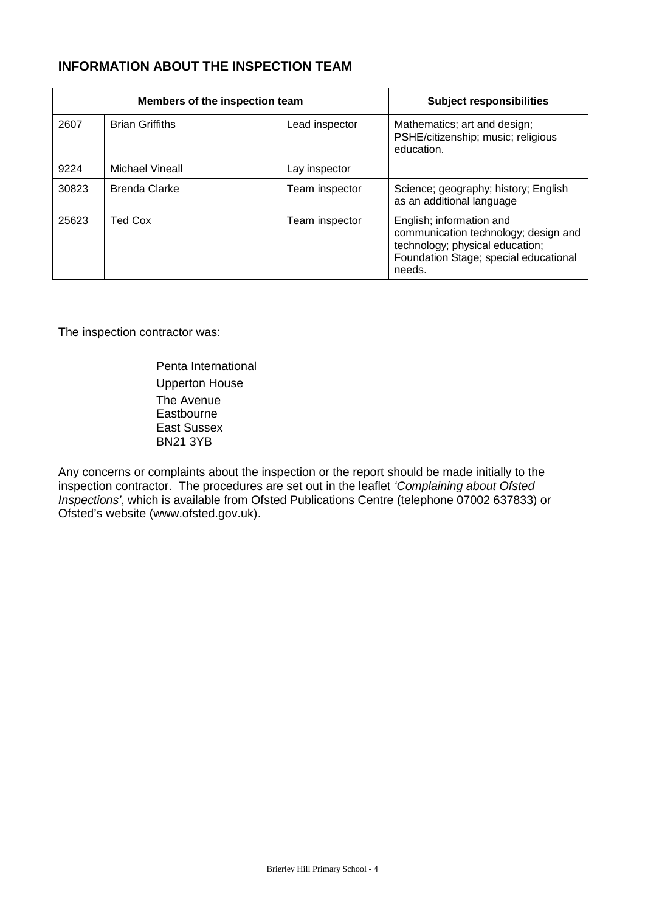## INFORMATION ABOUT THE INSPECTION TEAM

| Members of the inspection team | | | Subject responsibilities |
|---|---|---|---|
| 2607 | Brian Griffiths | Lead inspector | Mathematics; art and design; PSHE/citizenship; music; religious education. |
| 9224 | Michael Vineall | Lay inspector | |
| 30823 | Brenda Clarke | Team inspector | Science; geography; history; English as an additional language |
| 25623 | Ted Cox | Team inspector | English; information and communication technology; design and technology; physical education; Foundation Stage; special educational needs. |

The inspection contractor was:

Penta International
Upperton House
The Avenue
Eastbourne
East Sussex
BN21 3YB

Any concerns or complaints about the inspection or the report should be made initially to the inspection contractor. The procedures are set out in the leaflet *'Complaining about Ofsted Inspections'*, which is available from Ofsted Publications Centre (telephone 07002 637833) or Ofsted's website (www.ofsted.gov.uk).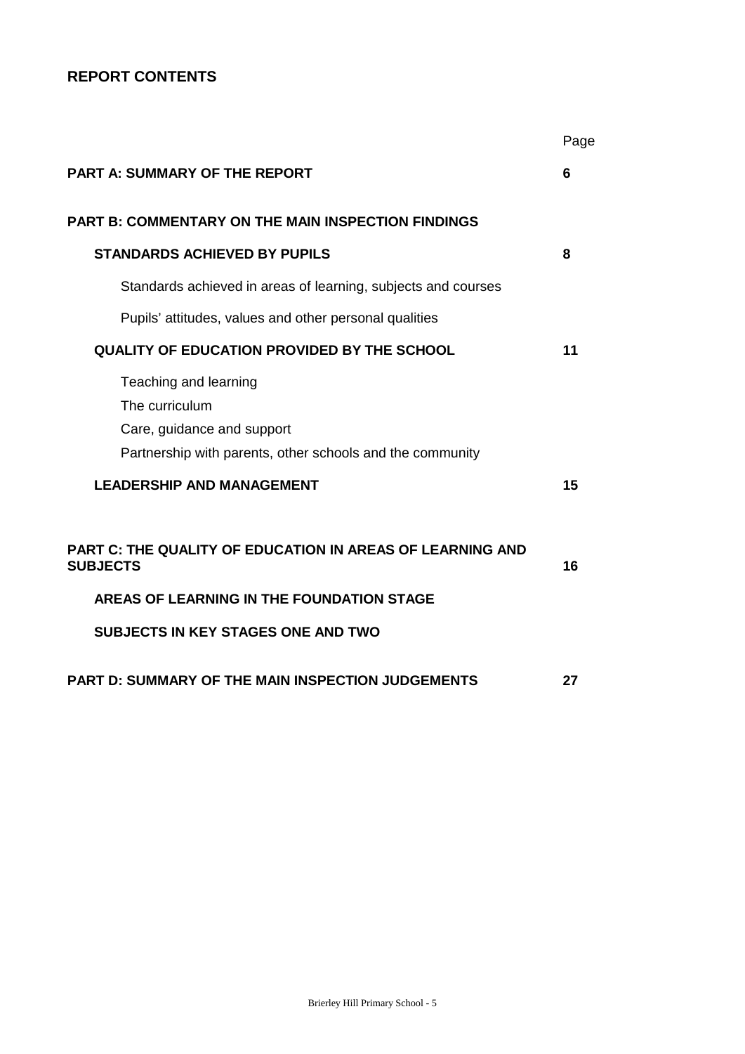## REPORT CONTENTS

| | Page |
|---|---|
| **PART A: SUMMARY OF THE REPORT** | **6** |
| **PART B: COMMENTARY ON THE MAIN INSPECTION FINDINGS** | |
| **STANDARDS ACHIEVED BY PUPILS** | **8** |
| Standards achieved in areas of learning, subjects and courses | |
| Pupils' attitudes, values and other personal qualities | |
| **QUALITY OF EDUCATION PROVIDED BY THE SCHOOL** | **11** |
| Teaching and learning | |
| The curriculum | |
| Care, guidance and support | |
| Partnership with parents, other schools and the community | |
| **LEADERSHIP AND MANAGEMENT** | **15** |
| **PART C: THE QUALITY OF EDUCATION IN AREAS OF LEARNING AND SUBJECTS** | **16** |
| **AREAS OF LEARNING IN THE FOUNDATION STAGE** | |
| **SUBJECTS IN KEY STAGES ONE AND TWO** | |
| **PART D: SUMMARY OF THE MAIN INSPECTION JUDGEMENTS** | **27** |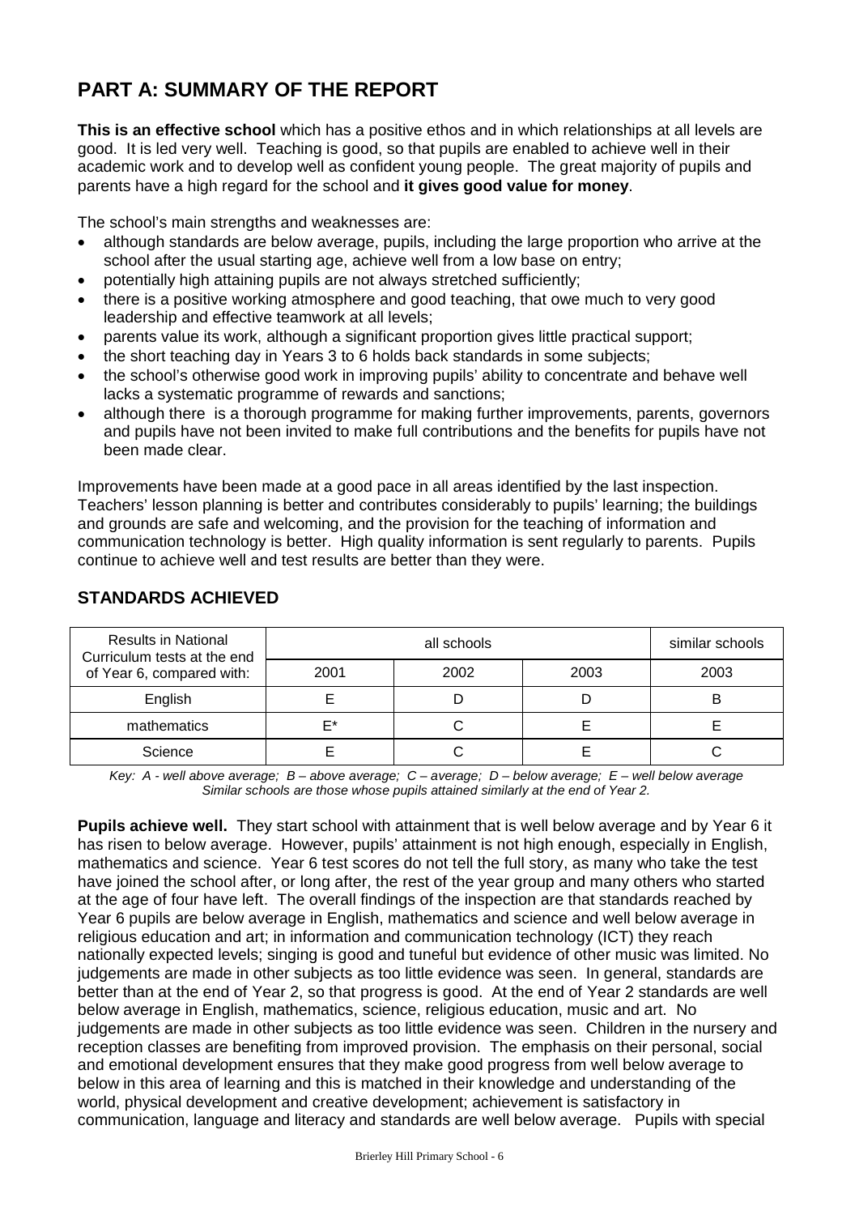# PART A: SUMMARY OF THE REPORT

**This is an effective school** which has a positive ethos and in which relationships at all levels are good. It is led very well. Teaching is good, so that pupils are enabled to achieve well in their academic work and to develop well as confident young people. The great majority of pupils and parents have a high regard for the school and **it gives good value for money**.

The school's main strengths and weaknesses are:

- although standards are below average, pupils, including the large proportion who arrive at the school after the usual starting age, achieve well from a low base on entry;
- potentially high attaining pupils are not always stretched sufficiently;
- there is a positive working atmosphere and good teaching, that owe much to very good leadership and effective teamwork at all levels;
- parents value its work, although a significant proportion gives little practical support;
- the short teaching day in Years 3 to 6 holds back standards in some subjects;
- the school's otherwise good work in improving pupils' ability to concentrate and behave well lacks a systematic programme of rewards and sanctions;
- although there is a thorough programme for making further improvements, parents, governors and pupils have not been invited to make full contributions and the benefits for pupils have not been made clear.

Improvements have been made at a good pace in all areas identified by the last inspection. Teachers' lesson planning is better and contributes considerably to pupils' learning; the buildings and grounds are safe and welcoming, and the provision for the teaching of information and communication technology is better. High quality information is sent regularly to parents. Pupils continue to achieve well and test results are better than they were.

## STANDARDS ACHIEVED

| Results in National Curriculum tests at the end of Year 6, compared with: | all schools | | | similar schools |
|---|---|---|---|---|
| | 2001 | 2002 | 2003 | 2003 |
| English | E | D | D | B |
| mathematics | E* | C | E | E |
| Science | E | C | E | C |

*Key: A - well above average; B – above average; C – average; D – below average; E – well below average*
*Similar schools are those whose pupils attained similarly at the end of Year 2.*

**Pupils achieve well.** They start school with attainment that is well below average and by Year 6 it has risen to below average. However, pupils' attainment is not high enough, especially in English, mathematics and science. Year 6 test scores do not tell the full story, as many who take the test have joined the school after, or long after, the rest of the year group and many others who started at the age of four have left. The overall findings of the inspection are that standards reached by Year 6 pupils are below average in English, mathematics and science and well below average in religious education and art; in information and communication technology (ICT) they reach nationally expected levels; singing is good and tuneful but evidence of other music was limited. No judgements are made in other subjects as too little evidence was seen. In general, standards are better than at the end of Year 2, so that progress is good. At the end of Year 2 standards are well below average in English, mathematics, science, religious education, music and art. No judgements are made in other subjects as too little evidence was seen. Children in the nursery and reception classes are benefiting from improved provision. The emphasis on their personal, social and emotional development ensures that they make good progress from well below average to below in this area of learning and this is matched in their knowledge and understanding of the world, physical development and creative development; achievement is satisfactory in communication, language and literacy and standards are well below average. Pupils with special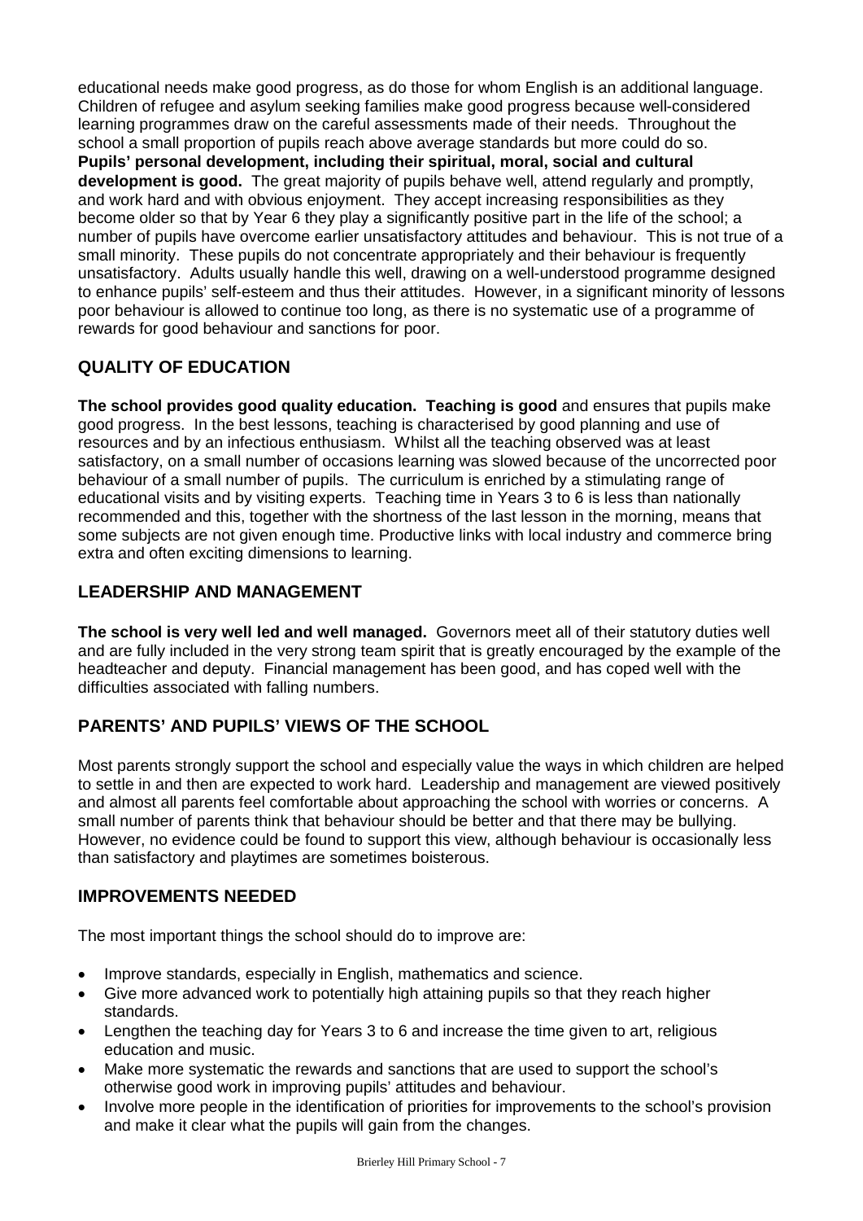educational needs make good progress, as do those for whom English is an additional language. Children of refugee and asylum seeking families make good progress because well-considered learning programmes draw on the careful assessments made of their needs. Throughout the school a small proportion of pupils reach above average standards but more could do so.

**Pupils' personal development, including their spiritual, moral, social and cultural development is good.** The great majority of pupils behave well, attend regularly and promptly, and work hard and with obvious enjoyment. They accept increasing responsibilities as they become older so that by Year 6 they play a significantly positive part in the life of the school; a number of pupils have overcome earlier unsatisfactory attitudes and behaviour. This is not true of a small minority. These pupils do not concentrate appropriately and their behaviour is frequently unsatisfactory. Adults usually handle this well, drawing on a well-understood programme designed to enhance pupils' self-esteem and thus their attitudes. However, in a significant minority of lessons poor behaviour is allowed to continue too long, as there is no systematic use of a programme of rewards for good behaviour and sanctions for poor.

## QUALITY OF EDUCATION

**The school provides good quality education. Teaching is good** and ensures that pupils make good progress. In the best lessons, teaching is characterised by good planning and use of resources and by an infectious enthusiasm. Whilst all the teaching observed was at least satisfactory, on a small number of occasions learning was slowed because of the uncorrected poor behaviour of a small number of pupils. The curriculum is enriched by a stimulating range of educational visits and by visiting experts. Teaching time in Years 3 to 6 is less than nationally recommended and this, together with the shortness of the last lesson in the morning, means that some subjects are not given enough time. Productive links with local industry and commerce bring extra and often exciting dimensions to learning.

## LEADERSHIP AND MANAGEMENT

**The school is very well led and well managed.** Governors meet all of their statutory duties well and are fully included in the very strong team spirit that is greatly encouraged by the example of the headteacher and deputy. Financial management has been good, and has coped well with the difficulties associated with falling numbers.

## PARENTS' AND PUPILS' VIEWS OF THE SCHOOL

Most parents strongly support the school and especially value the ways in which children are helped to settle in and then are expected to work hard. Leadership and management are viewed positively and almost all parents feel comfortable about approaching the school with worries or concerns. A small number of parents think that behaviour should be better and that there may be bullying. However, no evidence could be found to support this view, although behaviour is occasionally less than satisfactory and playtimes are sometimes boisterous.

## IMPROVEMENTS NEEDED

The most important things the school should do to improve are:

- Improve standards, especially in English, mathematics and science.
- Give more advanced work to potentially high attaining pupils so that they reach higher standards.
- Lengthen the teaching day for Years 3 to 6 and increase the time given to art, religious education and music.
- Make more systematic the rewards and sanctions that are used to support the school's otherwise good work in improving pupils' attitudes and behaviour.
- Involve more people in the identification of priorities for improvements to the school's provision and make it clear what the pupils will gain from the changes.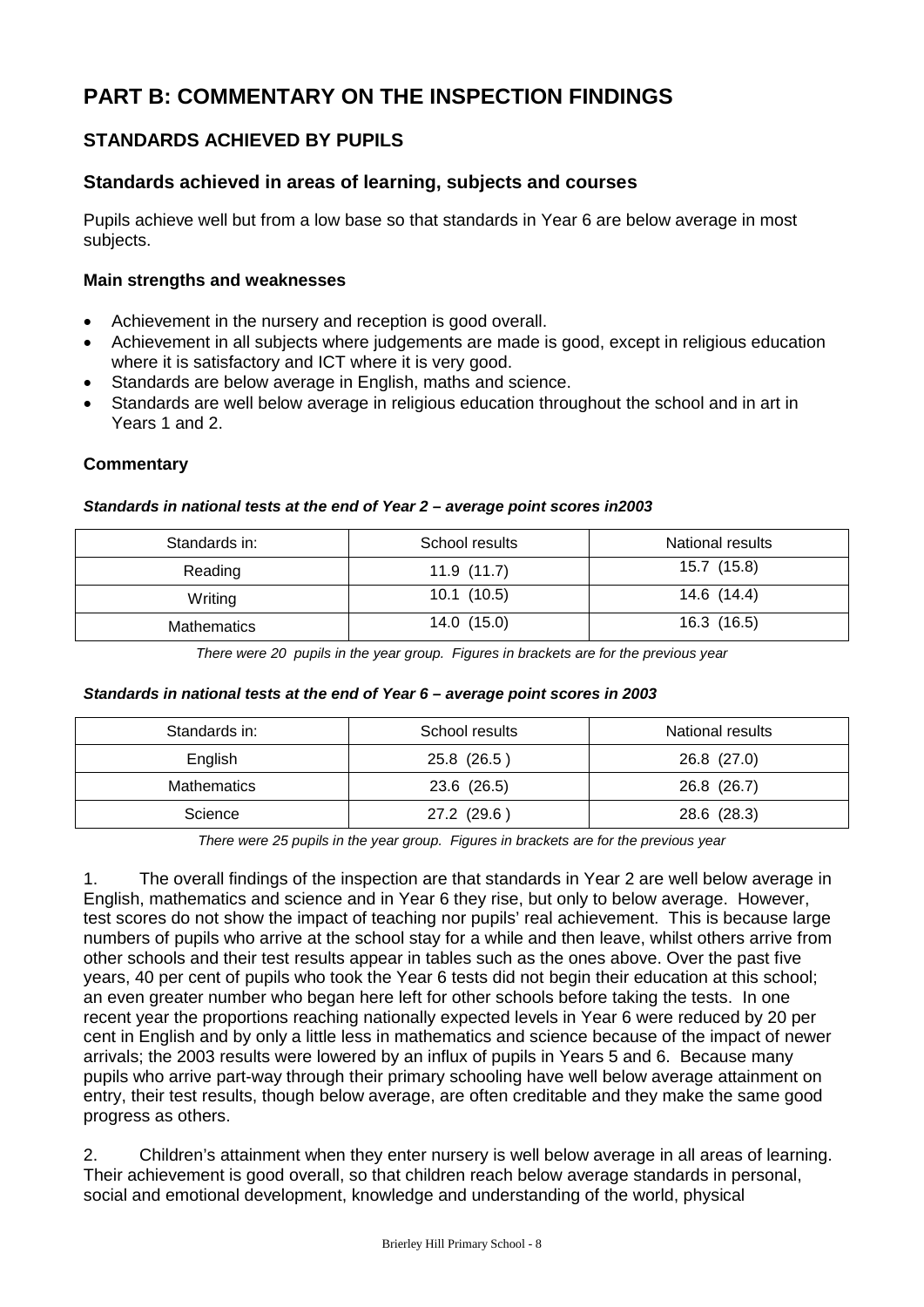# PART B: COMMENTARY ON THE INSPECTION FINDINGS

## STANDARDS ACHIEVED BY PUPILS

### Standards achieved in areas of learning, subjects and courses

Pupils achieve well but from a low base so that standards in Year 6 are below average in most subjects.

#### Main strengths and weaknesses

- Achievement in the nursery and reception is good overall.
- Achievement in all subjects where judgements are made is good, except in religious education where it is satisfactory and ICT where it is very good.
- Standards are below average in English, maths and science.
- Standards are well below average in religious education throughout the school and in art in Years 1 and 2.

#### Commentary

***Standards in national tests at the end of Year 2 – average point scores in2003***

| Standards in: | School results | National results |
|---|---|---|
| Reading | 11.9 (11.7) | 15.7 (15.8) |
| Writing | 10.1 (10.5) | 14.6 (14.4) |
| Mathematics | 14.0 (15.0) | 16.3 (16.5) |

*There were 20 pupils in the year group. Figures in brackets are for the previous year*

***Standards in national tests at the end of Year 6 – average point scores in 2003***

| Standards in: | School results | National results |
|---|---|---|
| English | 25.8 (26.5 ) | 26.8 (27.0) |
| Mathematics | 23.6 (26.5) | 26.8 (26.7) |
| Science | 27.2 (29.6 ) | 28.6 (28.3) |

*There were 25 pupils in the year group. Figures in brackets are for the previous year*

1. The overall findings of the inspection are that standards in Year 2 are well below average in English, mathematics and science and in Year 6 they rise, but only to below average. However, test scores do not show the impact of teaching nor pupils' real achievement. This is because large numbers of pupils who arrive at the school stay for a while and then leave, whilst others arrive from other schools and their test results appear in tables such as the ones above. Over the past five years, 40 per cent of pupils who took the Year 6 tests did not begin their education at this school; an even greater number who began here left for other schools before taking the tests. In one recent year the proportions reaching nationally expected levels in Year 6 were reduced by 20 per cent in English and by only a little less in mathematics and science because of the impact of newer arrivals; the 2003 results were lowered by an influx of pupils in Years 5 and 6. Because many pupils who arrive part-way through their primary schooling have well below average attainment on entry, their test results, though below average, are often creditable and they make the same good progress as others.

2. Children's attainment when they enter nursery is well below average in all areas of learning. Their achievement is good overall, so that children reach below average standards in personal, social and emotional development, knowledge and understanding of the world, physical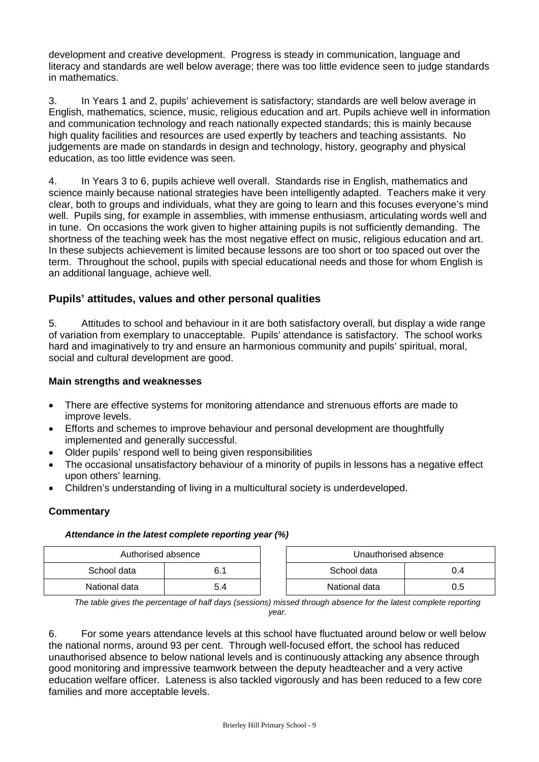development and creative development. Progress is steady in communication, language and literacy and standards are well below average; there was too little evidence seen to judge standards in mathematics.

3. In Years 1 and 2, pupils' achievement is satisfactory; standards are well below average in English, mathematics, science, music, religious education and art. Pupils achieve well in information and communication technology and reach nationally expected standards; this is mainly because high quality facilities and resources are used expertly by teachers and teaching assistants. No judgements are made on standards in design and technology, history, geography and physical education, as too little evidence was seen.

4. In Years 3 to 6, pupils achieve well overall. Standards rise in English, mathematics and science mainly because national strategies have been intelligently adapted. Teachers make it very clear, both to groups and individuals, what they are going to learn and this focuses everyone's mind well. Pupils sing, for example in assemblies, with immense enthusiasm, articulating words well and in tune. On occasions the work given to higher attaining pupils is not sufficiently demanding. The shortness of the teaching week has the most negative effect on music, religious education and art. In these subjects achievement is limited because lessons are too short or too spaced out over the term. Throughout the school, pupils with special educational needs and those for whom English is an additional language, achieve well.

## Pupils' attitudes, values and other personal qualities

5. Attitudes to school and behaviour in it are both satisfactory overall, but display a wide range of variation from exemplary to unacceptable. Pupils' attendance is satisfactory. The school works hard and imaginatively to try and ensure an harmonious community and pupils' spiritual, moral, social and cultural development are good.

### Main strengths and weaknesses

- There are effective systems for monitoring attendance and strenuous efforts are made to improve levels.
- Efforts and schemes to improve behaviour and personal development are thoughtfully implemented and generally successful.
- Older pupils' respond well to being given responsibilities
- The occasional unsatisfactory behaviour of a minority of pupils in lessons has a negative effect upon others' learning.
- Children's understanding of living in a multicultural society is underdeveloped.

### Commentary

***Attendance in the latest complete reporting year (%)***

| Authorised absence | |
|---|---|
| School data | 6.1 |
| National data | 5.4 |

| Unauthorised absence | |
|---|---|
| School data | 0.4 |
| National data | 0.5 |

*The table gives the percentage of half days (sessions) missed through absence for the latest complete reporting year.*

6. For some years attendance levels at this school have fluctuated around below or well below the national norms, around 93 per cent. Through well-focused effort, the school has reduced unauthorised absence to below national levels and is continuously attacking any absence through good monitoring and impressive teamwork between the deputy headteacher and a very active education welfare officer. Lateness is also tackled vigorously and has been reduced to a few core families and more acceptable levels.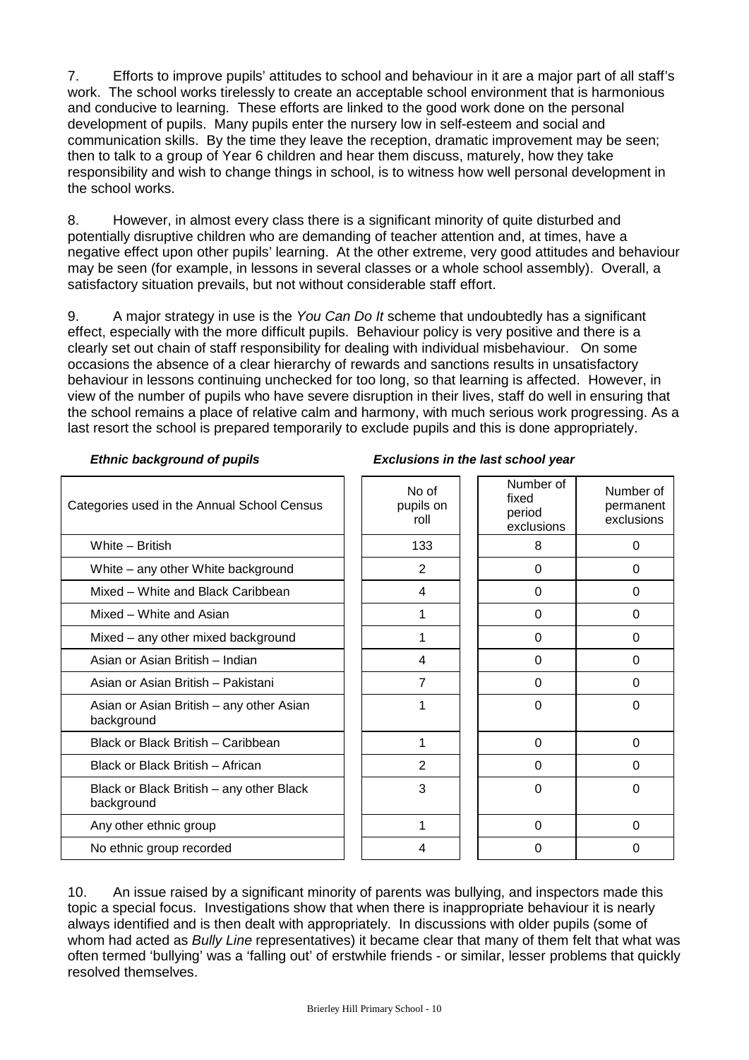7. Efforts to improve pupils' attitudes to school and behaviour in it are a major part of all staff's work. The school works tirelessly to create an acceptable school environment that is harmonious and conducive to learning. These efforts are linked to the good work done on the personal development of pupils. Many pupils enter the nursery low in self-esteem and social and communication skills. By the time they leave the reception, dramatic improvement may be seen; then to talk to a group of Year 6 children and hear them discuss, maturely, how they take responsibility and wish to change things in school, is to witness how well personal development in the school works.

8. However, in almost every class there is a significant minority of quite disturbed and potentially disruptive children who are demanding of teacher attention and, at times, have a negative effect upon other pupils' learning. At the other extreme, very good attitudes and behaviour may be seen (for example, in lessons in several classes or a whole school assembly). Overall, a satisfactory situation prevails, but not without considerable staff effort.

9. A major strategy in use is the *You Can Do It* scheme that undoubtedly has a significant effect, especially with the more difficult pupils. Behaviour policy is very positive and there is a clearly set out chain of staff responsibility for dealing with individual misbehaviour. On some occasions the absence of a clear hierarchy of rewards and sanctions results in unsatisfactory behaviour in lessons continuing unchecked for too long, so that learning is affected. However, in view of the number of pupils who have severe disruption in their lives, staff do well in ensuring that the school remains a place of relative calm and harmony, with much serious work progressing. As a last resort the school is prepared temporarily to exclude pupils and this is done appropriately.

***Ethnic background of pupils*** ***Exclusions in the last school year***

| Categories used in the Annual School Census | No of pupils on roll | Number of fixed period exclusions | Number of permanent exclusions |
|---|---|---|---|
| White – British | 133 | 8 | 0 |
| White – any other White background | 2 | 0 | 0 |
| Mixed – White and Black Caribbean | 4 | 0 | 0 |
| Mixed – White and Asian | 1 | 0 | 0 |
| Mixed – any other mixed background | 1 | 0 | 0 |
| Asian or Asian British – Indian | 4 | 0 | 0 |
| Asian or Asian British – Pakistani | 7 | 0 | 0 |
| Asian or Asian British – any other Asian background | 1 | 0 | 0 |
| Black or Black British – Caribbean | 1 | 0 | 0 |
| Black or Black British – African | 2 | 0 | 0 |
| Black or Black British – any other Black background | 3 | 0 | 0 |
| Any other ethnic group | 1 | 0 | 0 |
| No ethnic group recorded | 4 | 0 | 0 |

10. An issue raised by a significant minority of parents was bullying, and inspectors made this topic a special focus. Investigations show that when there is inappropriate behaviour it is nearly always identified and is then dealt with appropriately. In discussions with older pupils (some of whom had acted as *Bully Line* representatives) it became clear that many of them felt that what was often termed 'bullying' was a 'falling out' of erstwhile friends - or similar, lesser problems that quickly resolved themselves.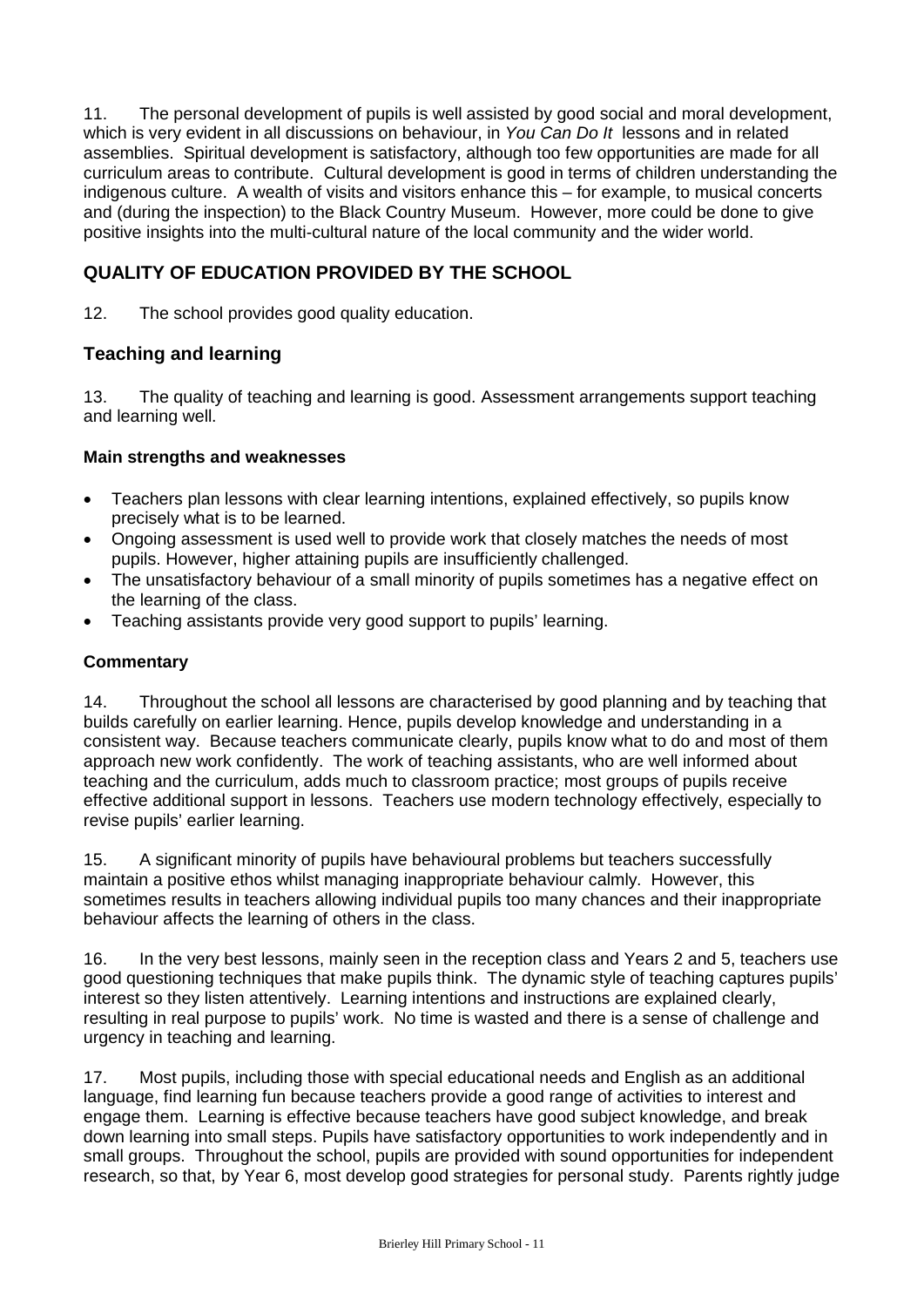11. The personal development of pupils is well assisted by good social and moral development, which is very evident in all discussions on behaviour, in *You Can Do It* lessons and in related assemblies. Spiritual development is satisfactory, although too few opportunities are made for all curriculum areas to contribute. Cultural development is good in terms of children understanding the indigenous culture. A wealth of visits and visitors enhance this – for example, to musical concerts and (during the inspection) to the Black Country Museum. However, more could be done to give positive insights into the multi-cultural nature of the local community and the wider world.

## QUALITY OF EDUCATION PROVIDED BY THE SCHOOL

12. The school provides good quality education.

### Teaching and learning

13. The quality of teaching and learning is good. Assessment arrangements support teaching and learning well.

**Main strengths and weaknesses**

- Teachers plan lessons with clear learning intentions, explained effectively, so pupils know precisely what is to be learned.
- Ongoing assessment is used well to provide work that closely matches the needs of most pupils. However, higher attaining pupils are insufficiently challenged.
- The unsatisfactory behaviour of a small minority of pupils sometimes has a negative effect on the learning of the class.
- Teaching assistants provide very good support to pupils' learning.

**Commentary**

14. Throughout the school all lessons are characterised by good planning and by teaching that builds carefully on earlier learning. Hence, pupils develop knowledge and understanding in a consistent way. Because teachers communicate clearly, pupils know what to do and most of them approach new work confidently. The work of teaching assistants, who are well informed about teaching and the curriculum, adds much to classroom practice; most groups of pupils receive effective additional support in lessons. Teachers use modern technology effectively, especially to revise pupils' earlier learning.

15. A significant minority of pupils have behavioural problems but teachers successfully maintain a positive ethos whilst managing inappropriate behaviour calmly. However, this sometimes results in teachers allowing individual pupils too many chances and their inappropriate behaviour affects the learning of others in the class.

16. In the very best lessons, mainly seen in the reception class and Years 2 and 5, teachers use good questioning techniques that make pupils think. The dynamic style of teaching captures pupils' interest so they listen attentively. Learning intentions and instructions are explained clearly, resulting in real purpose to pupils' work. No time is wasted and there is a sense of challenge and urgency in teaching and learning.

17. Most pupils, including those with special educational needs and English as an additional language, find learning fun because teachers provide a good range of activities to interest and engage them. Learning is effective because teachers have good subject knowledge, and break down learning into small steps. Pupils have satisfactory opportunities to work independently and in small groups. Throughout the school, pupils are provided with sound opportunities for independent research, so that, by Year 6, most develop good strategies for personal study. Parents rightly judge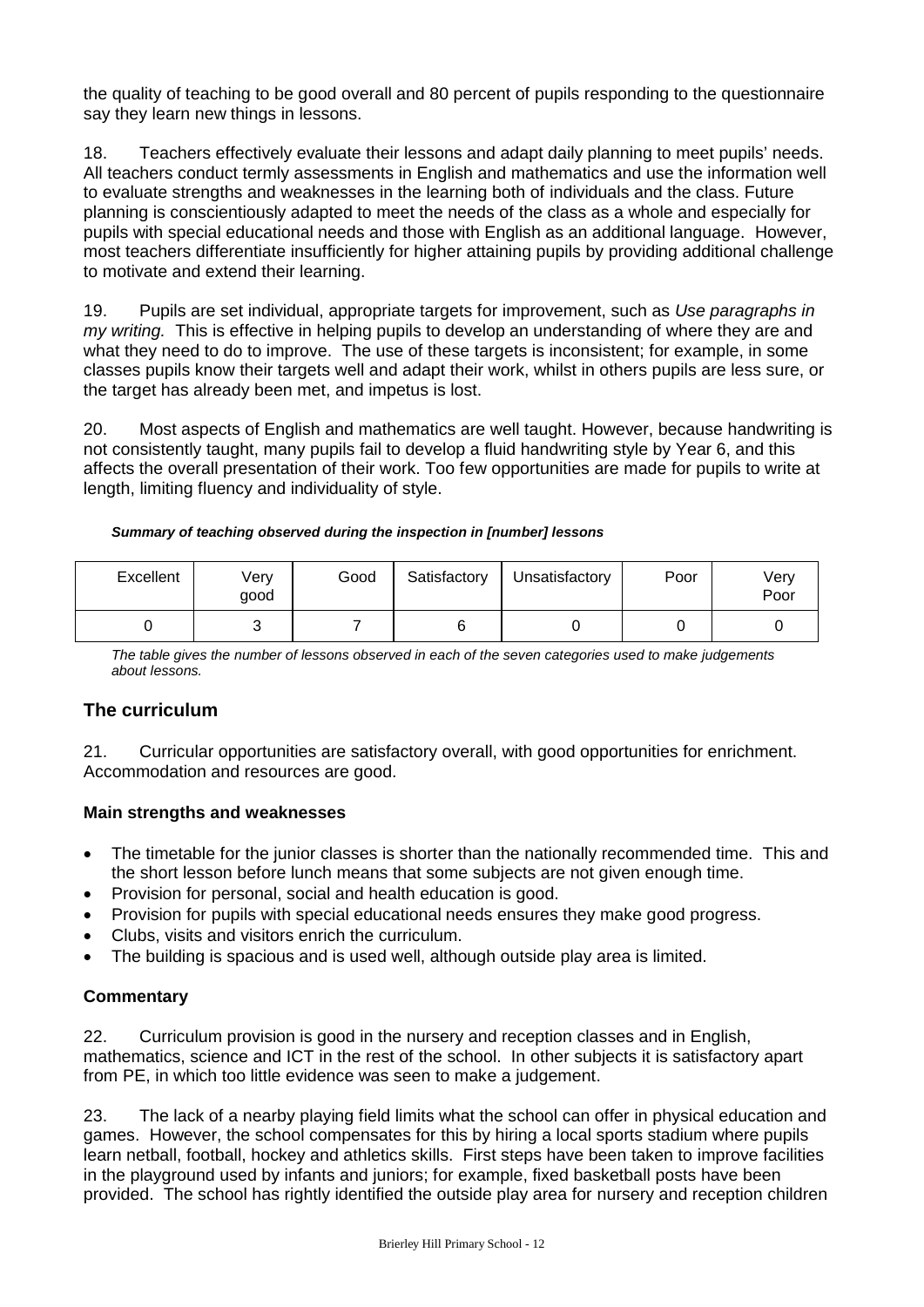the quality of teaching to be good overall and 80 percent of pupils responding to the questionnaire say they learn new things in lessons.

18. Teachers effectively evaluate their lessons and adapt daily planning to meet pupils' needs. All teachers conduct termly assessments in English and mathematics and use the information well to evaluate strengths and weaknesses in the learning both of individuals and the class. Future planning is conscientiously adapted to meet the needs of the class as a whole and especially for pupils with special educational needs and those with English as an additional language. However, most teachers differentiate insufficiently for higher attaining pupils by providing additional challenge to motivate and extend their learning.

19. Pupils are set individual, appropriate targets for improvement, such as *Use paragraphs in my writing.* This is effective in helping pupils to develop an understanding of where they are and what they need to do to improve. The use of these targets is inconsistent; for example, in some classes pupils know their targets well and adapt their work, whilst in others pupils are less sure, or the target has already been met, and impetus is lost.

20. Most aspects of English and mathematics are well taught. However, because handwriting is not consistently taught, many pupils fail to develop a fluid handwriting style by Year 6, and this affects the overall presentation of their work. Too few opportunities are made for pupils to write at length, limiting fluency and individuality of style.

***Summary of teaching observed during the inspection in [number] lessons***

| Excellent | Very good | Good | Satisfactory | Unsatisfactory | Poor | Very Poor |
|---|---|---|---|---|---|---|
| 0 | 3 | 7 | 6 | 0 | 0 | 0 |

*The table gives the number of lessons observed in each of the seven categories used to make judgements about lessons.*

## The curriculum

21. Curricular opportunities are satisfactory overall, with good opportunities for enrichment. Accommodation and resources are good.

### Main strengths and weaknesses

- The timetable for the junior classes is shorter than the nationally recommended time. This and the short lesson before lunch means that some subjects are not given enough time.
- Provision for personal, social and health education is good.
- Provision for pupils with special educational needs ensures they make good progress.
- Clubs, visits and visitors enrich the curriculum.
- The building is spacious and is used well, although outside play area is limited.

### Commentary

22. Curriculum provision is good in the nursery and reception classes and in English, mathematics, science and ICT in the rest of the school. In other subjects it is satisfactory apart from PE, in which too little evidence was seen to make a judgement.

23. The lack of a nearby playing field limits what the school can offer in physical education and games. However, the school compensates for this by hiring a local sports stadium where pupils learn netball, football, hockey and athletics skills. First steps have been taken to improve facilities in the playground used by infants and juniors; for example, fixed basketball posts have been provided. The school has rightly identified the outside play area for nursery and reception children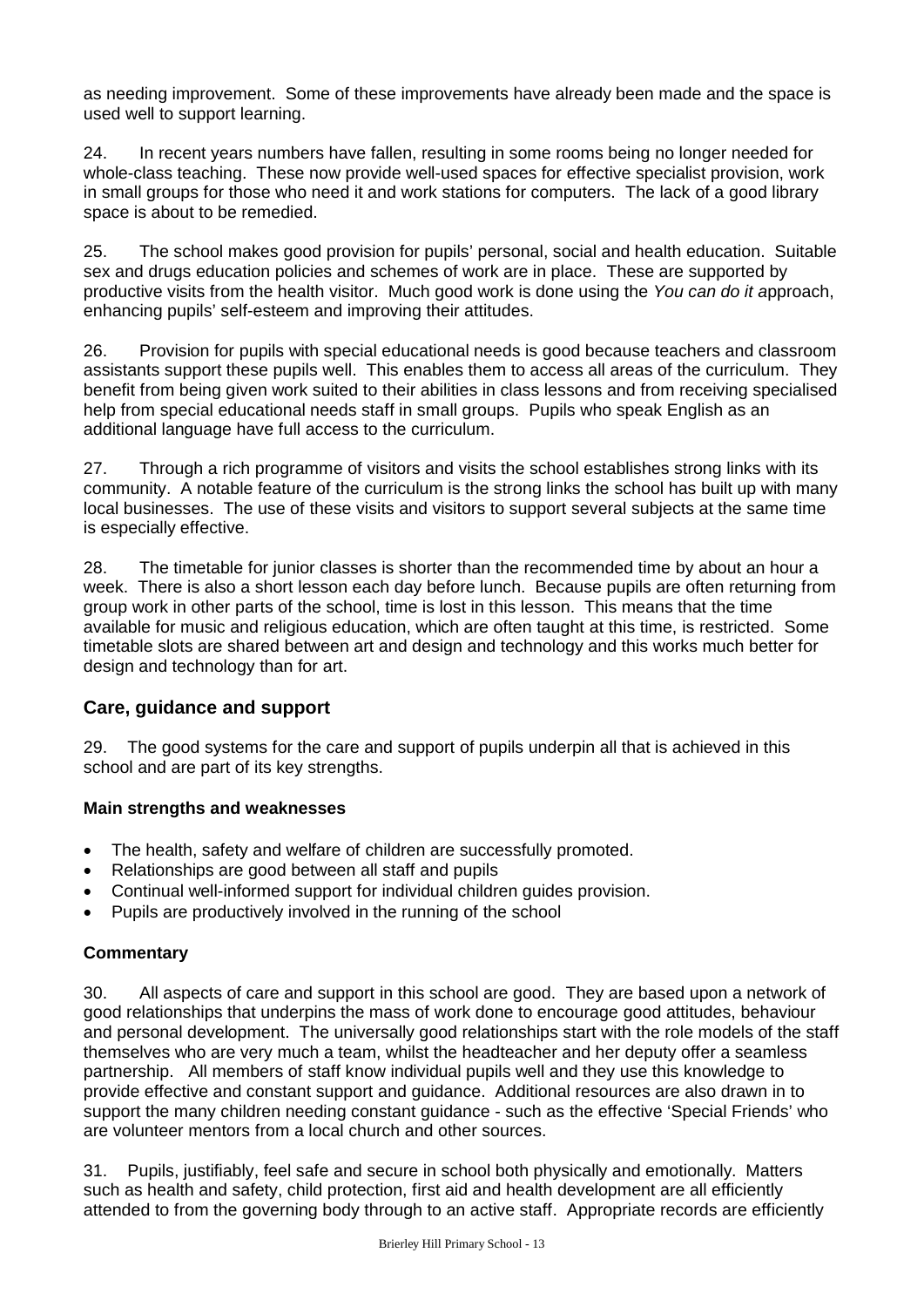as needing improvement. Some of these improvements have already been made and the space is used well to support learning.

24. In recent years numbers have fallen, resulting in some rooms being no longer needed for whole-class teaching. These now provide well-used spaces for effective specialist provision, work in small groups for those who need it and work stations for computers. The lack of a good library space is about to be remedied.

25. The school makes good provision for pupils' personal, social and health education. Suitable sex and drugs education policies and schemes of work are in place. These are supported by productive visits from the health visitor. Much good work is done using the *You can do it* approach, enhancing pupils' self-esteem and improving their attitudes.

26. Provision for pupils with special educational needs is good because teachers and classroom assistants support these pupils well. This enables them to access all areas of the curriculum. They benefit from being given work suited to their abilities in class lessons and from receiving specialised help from special educational needs staff in small groups. Pupils who speak English as an additional language have full access to the curriculum.

27. Through a rich programme of visitors and visits the school establishes strong links with its community. A notable feature of the curriculum is the strong links the school has built up with many local businesses. The use of these visits and visitors to support several subjects at the same time is especially effective.

28. The timetable for junior classes is shorter than the recommended time by about an hour a week. There is also a short lesson each day before lunch. Because pupils are often returning from group work in other parts of the school, time is lost in this lesson. This means that the time available for music and religious education, which are often taught at this time, is restricted. Some timetable slots are shared between art and design and technology and this works much better for design and technology than for art.

## Care, guidance and support

29. The good systems for the care and support of pupils underpin all that is achieved in this school and are part of its key strengths.

### Main strengths and weaknesses

- The health, safety and welfare of children are successfully promoted.
- Relationships are good between all staff and pupils
- Continual well-informed support for individual children guides provision.
- Pupils are productively involved in the running of the school

### Commentary

30. All aspects of care and support in this school are good. They are based upon a network of good relationships that underpins the mass of work done to encourage good attitudes, behaviour and personal development. The universally good relationships start with the role models of the staff themselves who are very much a team, whilst the headteacher and her deputy offer a seamless partnership. All members of staff know individual pupils well and they use this knowledge to provide effective and constant support and guidance. Additional resources are also drawn in to support the many children needing constant guidance - such as the effective 'Special Friends' who are volunteer mentors from a local church and other sources.

31. Pupils, justifiably, feel safe and secure in school both physically and emotionally. Matters such as health and safety, child protection, first aid and health development are all efficiently attended to from the governing body through to an active staff. Appropriate records are efficiently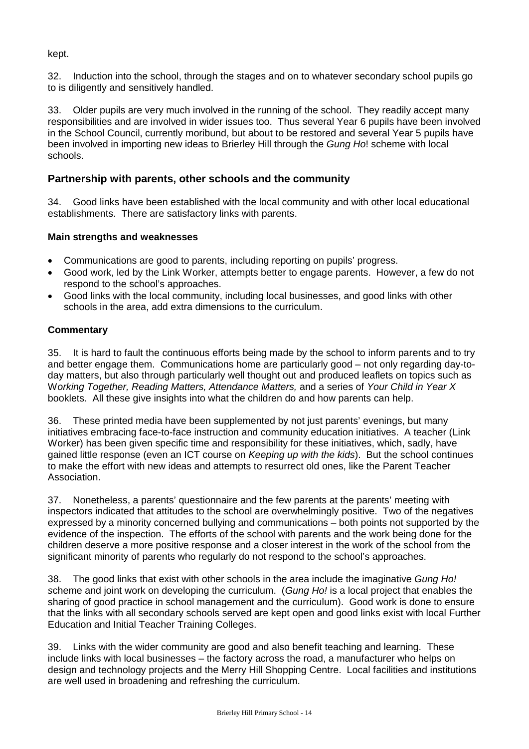kept.

32. Induction into the school, through the stages and on to whatever secondary school pupils go to is diligently and sensitively handled.

33. Older pupils are very much involved in the running of the school. They readily accept many responsibilities and are involved in wider issues too. Thus several Year 6 pupils have been involved in the School Council, currently moribund, but about to be restored and several Year 5 pupils have been involved in importing new ideas to Brierley Hill through the *Gung Ho*! scheme with local schools.

## Partnership with parents, other schools and the community

34. Good links have been established with the local community and with other local educational establishments. There are satisfactory links with parents.

### Main strengths and weaknesses

- Communications are good to parents, including reporting on pupils' progress.
- Good work, led by the Link Worker, attempts better to engage parents. However, a few do not respond to the school's approaches.
- Good links with the local community, including local businesses, and good links with other schools in the area, add extra dimensions to the curriculum.

### Commentary

35. It is hard to fault the continuous efforts being made by the school to inform parents and to try and better engage them. Communications home are particularly good – not only regarding day-to-day matters, but also through particularly well thought out and produced leaflets on topics such as W*orking Together, Reading Matters, Attendance Matters,* and a series of *Your Child in Year X* booklets. All these give insights into what the children do and how parents can help.

36. These printed media have been supplemented by not just parents' evenings, but many initiatives embracing face-to-face instruction and community education initiatives. A teacher (Link Worker) has been given specific time and responsibility for these initiatives, which, sadly, have gained little response (even an ICT course on *Keeping up with the kids*). But the school continues to make the effort with new ideas and attempts to resurrect old ones, like the Parent Teacher Association.

37. Nonetheless, a parents' questionnaire and the few parents at the parents' meeting with inspectors indicated that attitudes to the school are overwhelmingly positive. Two of the negatives expressed by a minority concerned bullying and communications – both points not supported by the evidence of the inspection. The efforts of the school with parents and the work being done for the children deserve a more positive response and a closer interest in the work of the school from the significant minority of parents who regularly do not respond to the school's approaches.

38. The good links that exist with other schools in the area include the imaginative *Gung Ho! s*cheme and joint work on developing the curriculum. (*Gung Ho!* is a local project that enables the sharing of good practice in school management and the curriculum). Good work is done to ensure that the links with all secondary schools served are kept open and good links exist with local Further Education and Initial Teacher Training Colleges.

39. Links with the wider community are good and also benefit teaching and learning. These include links with local businesses – the factory across the road, a manufacturer who helps on design and technology projects and the Merry Hill Shopping Centre. Local facilities and institutions are well used in broadening and refreshing the curriculum.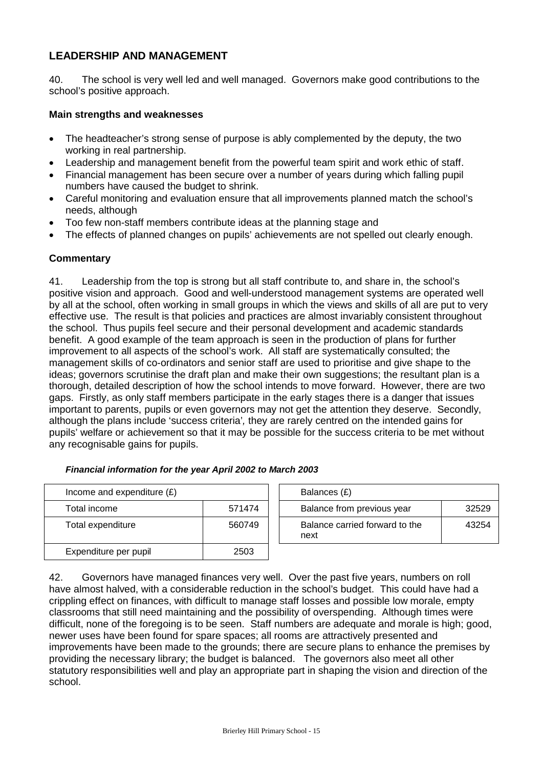## LEADERSHIP AND MANAGEMENT

40. The school is very well led and well managed. Governors make good contributions to the school's positive approach.

### Main strengths and weaknesses

- The headteacher's strong sense of purpose is ably complemented by the deputy, the two working in real partnership.
- Leadership and management benefit from the powerful team spirit and work ethic of staff.
- Financial management has been secure over a number of years during which falling pupil numbers have caused the budget to shrink.
- Careful monitoring and evaluation ensure that all improvements planned match the school's needs, although
- Too few non-staff members contribute ideas at the planning stage and
- The effects of planned changes on pupils' achievements are not spelled out clearly enough.

### Commentary

41. Leadership from the top is strong but all staff contribute to, and share in, the school's positive vision and approach. Good and well-understood management systems are operated well by all at the school, often working in small groups in which the views and skills of all are put to very effective use. The result is that policies and practices are almost invariably consistent throughout the school. Thus pupils feel secure and their personal development and academic standards benefit. A good example of the team approach is seen in the production of plans for further improvement to all aspects of the school's work. All staff are systematically consulted; the management skills of co-ordinators and senior staff are used to prioritise and give shape to the ideas; governors scrutinise the draft plan and make their own suggestions; the resultant plan is a thorough, detailed description of how the school intends to move forward. However, there are two gaps. Firstly, as only staff members participate in the early stages there is a danger that issues important to parents, pupils or even governors may not get the attention they deserve. Secondly, although the plans include 'success criteria', they are rarely centred on the intended gains for pupils' welfare or achievement so that it may be possible for the success criteria to be met without any recognisable gains for pupils.

***Financial information for the year April 2002 to March 2003***

| Income and expenditure (£) | |
|---|---|
| Total income | 571474 |
| Total expenditure | 560749 |
| Expenditure per pupil | 2503 |

| Balances (£) | |
|---|---|
| Balance from previous year | 32529 |
| Balance carried forward to the next | 43254 |

42. Governors have managed finances very well. Over the past five years, numbers on roll have almost halved, with a considerable reduction in the school's budget. This could have had a crippling effect on finances, with difficult to manage staff losses and possible low morale, empty classrooms that still need maintaining and the possibility of overspending. Although times were difficult, none of the foregoing is to be seen. Staff numbers are adequate and morale is high; good, newer uses have been found for spare spaces; all rooms are attractively presented and improvements have been made to the grounds; there are secure plans to enhance the premises by providing the necessary library; the budget is balanced. The governors also meet all other statutory responsibilities well and play an appropriate part in shaping the vision and direction of the school.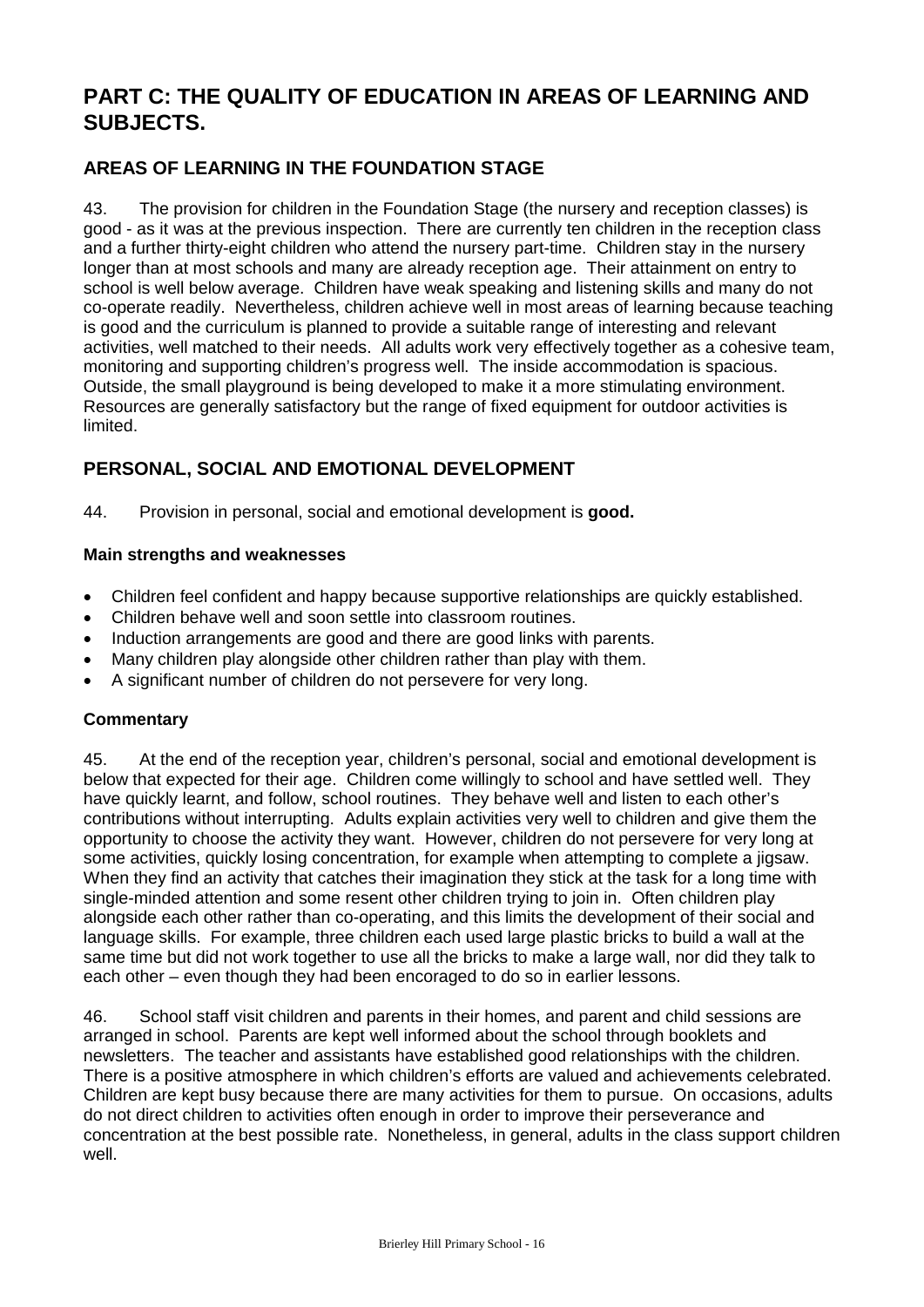# PART C: THE QUALITY OF EDUCATION IN AREAS OF LEARNING AND SUBJECTS.

## AREAS OF LEARNING IN THE FOUNDATION STAGE

43. The provision for children in the Foundation Stage (the nursery and reception classes) is good - as it was at the previous inspection. There are currently ten children in the reception class and a further thirty-eight children who attend the nursery part-time. Children stay in the nursery longer than at most schools and many are already reception age. Their attainment on entry to school is well below average. Children have weak speaking and listening skills and many do not co-operate readily. Nevertheless, children achieve well in most areas of learning because teaching is good and the curriculum is planned to provide a suitable range of interesting and relevant activities, well matched to their needs. All adults work very effectively together as a cohesive team, monitoring and supporting children's progress well. The inside accommodation is spacious. Outside, the small playground is being developed to make it a more stimulating environment. Resources are generally satisfactory but the range of fixed equipment for outdoor activities is limited.

## PERSONAL, SOCIAL AND EMOTIONAL DEVELOPMENT

44. Provision in personal, social and emotional development is **good.**

### Main strengths and weaknesses

- Children feel confident and happy because supportive relationships are quickly established.
- Children behave well and soon settle into classroom routines.
- Induction arrangements are good and there are good links with parents.
- Many children play alongside other children rather than play with them.
- A significant number of children do not persevere for very long.

### Commentary

45. At the end of the reception year, children's personal, social and emotional development is below that expected for their age. Children come willingly to school and have settled well. They have quickly learnt, and follow, school routines. They behave well and listen to each other's contributions without interrupting. Adults explain activities very well to children and give them the opportunity to choose the activity they want. However, children do not persevere for very long at some activities, quickly losing concentration, for example when attempting to complete a jigsaw. When they find an activity that catches their imagination they stick at the task for a long time with single-minded attention and some resent other children trying to join in. Often children play alongside each other rather than co-operating, and this limits the development of their social and language skills. For example, three children each used large plastic bricks to build a wall at the same time but did not work together to use all the bricks to make a large wall, nor did they talk to each other – even though they had been encoraged to do so in earlier lessons.

46. School staff visit children and parents in their homes, and parent and child sessions are arranged in school. Parents are kept well informed about the school through booklets and newsletters. The teacher and assistants have established good relationships with the children. There is a positive atmosphere in which children's efforts are valued and achievements celebrated. Children are kept busy because there are many activities for them to pursue. On occasions, adults do not direct children to activities often enough in order to improve their perseverance and concentration at the best possible rate. Nonetheless, in general, adults in the class support children well.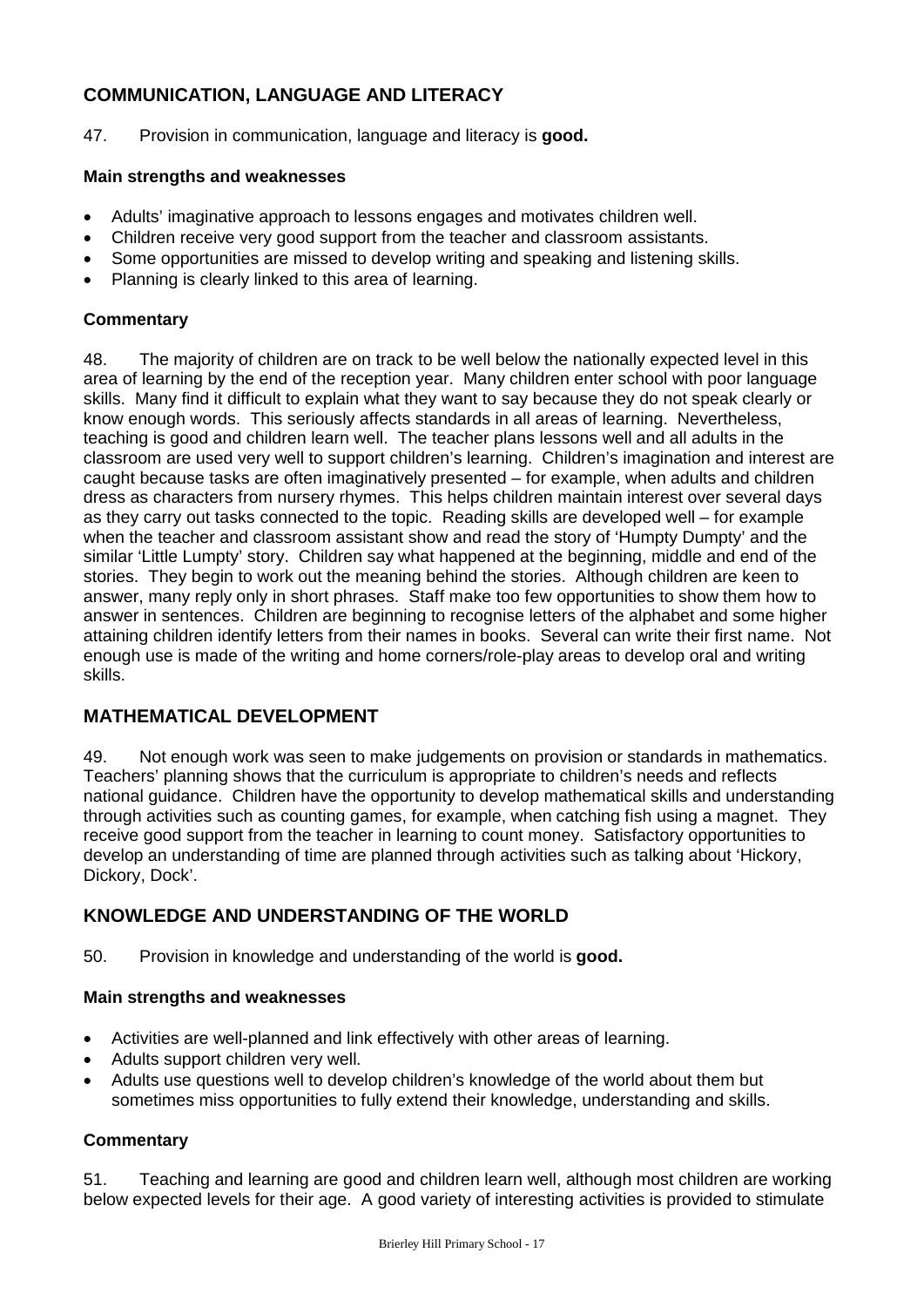## COMMUNICATION, LANGUAGE AND LITERACY

47. Provision in communication, language and literacy is **good.**

### Main strengths and weaknesses

- Adults' imaginative approach to lessons engages and motivates children well.
- Children receive very good support from the teacher and classroom assistants.
- Some opportunities are missed to develop writing and speaking and listening skills.
- Planning is clearly linked to this area of learning.

### Commentary

48. The majority of children are on track to be well below the nationally expected level in this area of learning by the end of the reception year. Many children enter school with poor language skills. Many find it difficult to explain what they want to say because they do not speak clearly or know enough words. This seriously affects standards in all areas of learning. Nevertheless, teaching is good and children learn well. The teacher plans lessons well and all adults in the classroom are used very well to support children's learning. Children's imagination and interest are caught because tasks are often imaginatively presented – for example, when adults and children dress as characters from nursery rhymes. This helps children maintain interest over several days as they carry out tasks connected to the topic. Reading skills are developed well – for example when the teacher and classroom assistant show and read the story of 'Humpty Dumpty' and the similar 'Little Lumpty' story. Children say what happened at the beginning, middle and end of the stories. They begin to work out the meaning behind the stories. Although children are keen to answer, many reply only in short phrases. Staff make too few opportunities to show them how to answer in sentences. Children are beginning to recognise letters of the alphabet and some higher attaining children identify letters from their names in books. Several can write their first name. Not enough use is made of the writing and home corners/role-play areas to develop oral and writing skills.

## MATHEMATICAL DEVELOPMENT

49. Not enough work was seen to make judgements on provision or standards in mathematics. Teachers' planning shows that the curriculum is appropriate to children's needs and reflects national guidance. Children have the opportunity to develop mathematical skills and understanding through activities such as counting games, for example, when catching fish using a magnet. They receive good support from the teacher in learning to count money. Satisfactory opportunities to develop an understanding of time are planned through activities such as talking about 'Hickory, Dickory, Dock'.

## KNOWLEDGE AND UNDERSTANDING OF THE WORLD

50. Provision in knowledge and understanding of the world is **good.**

### Main strengths and weaknesses

- Activities are well-planned and link effectively with other areas of learning.
- Adults support children very well.
- Adults use questions well to develop children's knowledge of the world about them but sometimes miss opportunities to fully extend their knowledge, understanding and skills.

### Commentary

51. Teaching and learning are good and children learn well, although most children are working below expected levels for their age. A good variety of interesting activities is provided to stimulate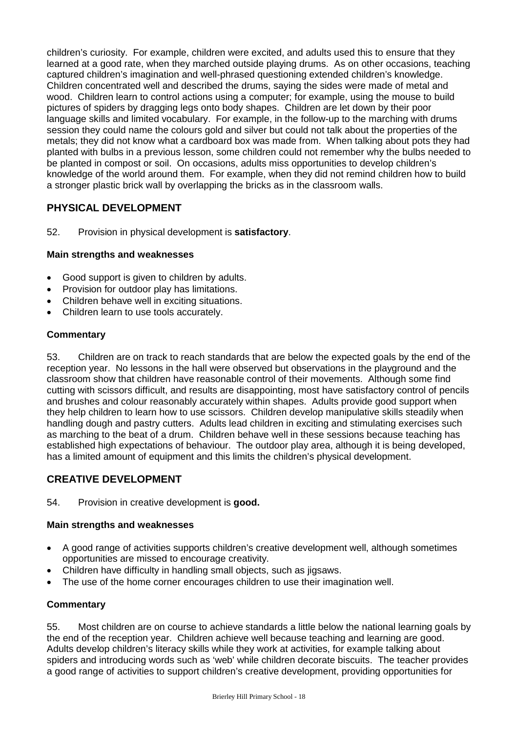children's curiosity. For example, children were excited, and adults used this to ensure that they learned at a good rate, when they marched outside playing drums. As on other occasions, teaching captured children's imagination and well-phrased questioning extended children's knowledge. Children concentrated well and described the drums, saying the sides were made of metal and wood. Children learn to control actions using a computer; for example, using the mouse to build pictures of spiders by dragging legs onto body shapes. Children are let down by their poor language skills and limited vocabulary. For example, in the follow-up to the marching with drums session they could name the colours gold and silver but could not talk about the properties of the metals; they did not know what a cardboard box was made from. When talking about pots they had planted with bulbs in a previous lesson, some children could not remember why the bulbs needed to be planted in compost or soil. On occasions, adults miss opportunities to develop children's knowledge of the world around them. For example, when they did not remind children how to build a stronger plastic brick wall by overlapping the bricks as in the classroom walls.

## PHYSICAL DEVELOPMENT

52. Provision in physical development is **satisfactory**.

### Main strengths and weaknesses

- Good support is given to children by adults.
- Provision for outdoor play has limitations.
- Children behave well in exciting situations.
- Children learn to use tools accurately.

### Commentary

53. Children are on track to reach standards that are below the expected goals by the end of the reception year. No lessons in the hall were observed but observations in the playground and the classroom show that children have reasonable control of their movements. Although some find cutting with scissors difficult, and results are disappointing, most have satisfactory control of pencils and brushes and colour reasonably accurately within shapes. Adults provide good support when they help children to learn how to use scissors. Children develop manipulative skills steadily when handling dough and pastry cutters. Adults lead children in exciting and stimulating exercises such as marching to the beat of a drum. Children behave well in these sessions because teaching has established high expectations of behaviour. The outdoor play area, although it is being developed, has a limited amount of equipment and this limits the children's physical development.

## CREATIVE DEVELOPMENT

54. Provision in creative development is **good.**

### Main strengths and weaknesses

- A good range of activities supports children's creative development well, although sometimes opportunities are missed to encourage creativity.
- Children have difficulty in handling small objects, such as jigsaws.
- The use of the home corner encourages children to use their imagination well.

### Commentary

55. Most children are on course to achieve standards a little below the national learning goals by the end of the reception year. Children achieve well because teaching and learning are good. Adults develop children's literacy skills while they work at activities, for example talking about spiders and introducing words such as 'web' while children decorate biscuits. The teacher provides a good range of activities to support children's creative development, providing opportunities for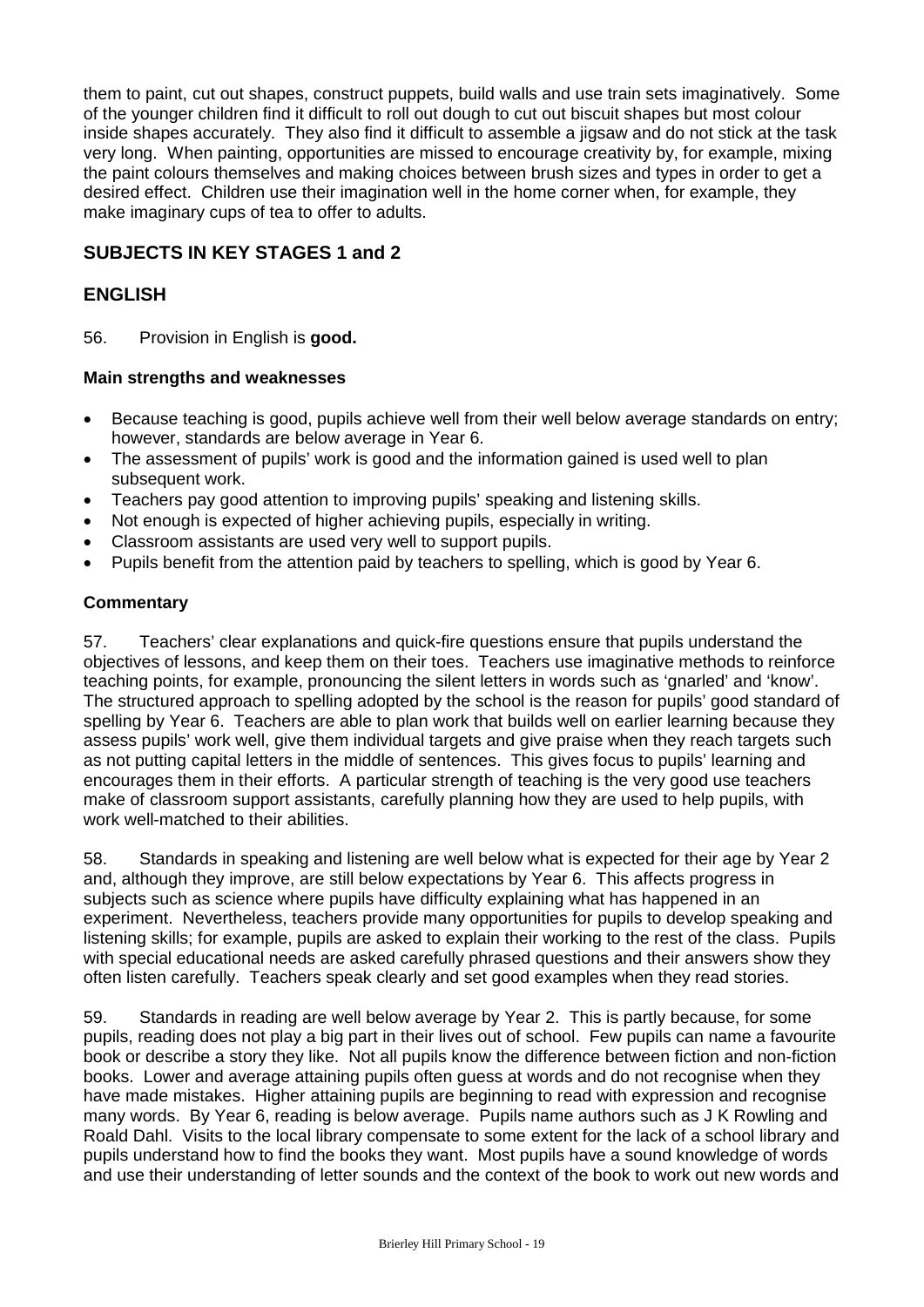them to paint, cut out shapes, construct puppets, build walls and use train sets imaginatively. Some of the younger children find it difficult to roll out dough to cut out biscuit shapes but most colour inside shapes accurately. They also find it difficult to assemble a jigsaw and do not stick at the task very long. When painting, opportunities are missed to encourage creativity by, for example, mixing the paint colours themselves and making choices between brush sizes and types in order to get a desired effect. Children use their imagination well in the home corner when, for example, they make imaginary cups of tea to offer to adults.

## SUBJECTS IN KEY STAGES 1 and 2

## ENGLISH

56. Provision in English is **good.**

### Main strengths and weaknesses

- Because teaching is good, pupils achieve well from their well below average standards on entry; however, standards are below average in Year 6.
- The assessment of pupils' work is good and the information gained is used well to plan subsequent work.
- Teachers pay good attention to improving pupils' speaking and listening skills.
- Not enough is expected of higher achieving pupils, especially in writing.
- Classroom assistants are used very well to support pupils.
- Pupils benefit from the attention paid by teachers to spelling, which is good by Year 6.

### Commentary

57. Teachers' clear explanations and quick-fire questions ensure that pupils understand the objectives of lessons, and keep them on their toes. Teachers use imaginative methods to reinforce teaching points, for example, pronouncing the silent letters in words such as 'gnarled' and 'know'. The structured approach to spelling adopted by the school is the reason for pupils' good standard of spelling by Year 6. Teachers are able to plan work that builds well on earlier learning because they assess pupils' work well, give them individual targets and give praise when they reach targets such as not putting capital letters in the middle of sentences. This gives focus to pupils' learning and encourages them in their efforts. A particular strength of teaching is the very good use teachers make of classroom support assistants, carefully planning how they are used to help pupils, with work well-matched to their abilities.

58. Standards in speaking and listening are well below what is expected for their age by Year 2 and, although they improve, are still below expectations by Year 6. This affects progress in subjects such as science where pupils have difficulty explaining what has happened in an experiment. Nevertheless, teachers provide many opportunities for pupils to develop speaking and listening skills; for example, pupils are asked to explain their working to the rest of the class. Pupils with special educational needs are asked carefully phrased questions and their answers show they often listen carefully. Teachers speak clearly and set good examples when they read stories.

59. Standards in reading are well below average by Year 2. This is partly because, for some pupils, reading does not play a big part in their lives out of school. Few pupils can name a favourite book or describe a story they like. Not all pupils know the difference between fiction and non-fiction books. Lower and average attaining pupils often guess at words and do not recognise when they have made mistakes. Higher attaining pupils are beginning to read with expression and recognise many words. By Year 6, reading is below average. Pupils name authors such as J K Rowling and Roald Dahl. Visits to the local library compensate to some extent for the lack of a school library and pupils understand how to find the books they want. Most pupils have a sound knowledge of words and use their understanding of letter sounds and the context of the book to work out new words and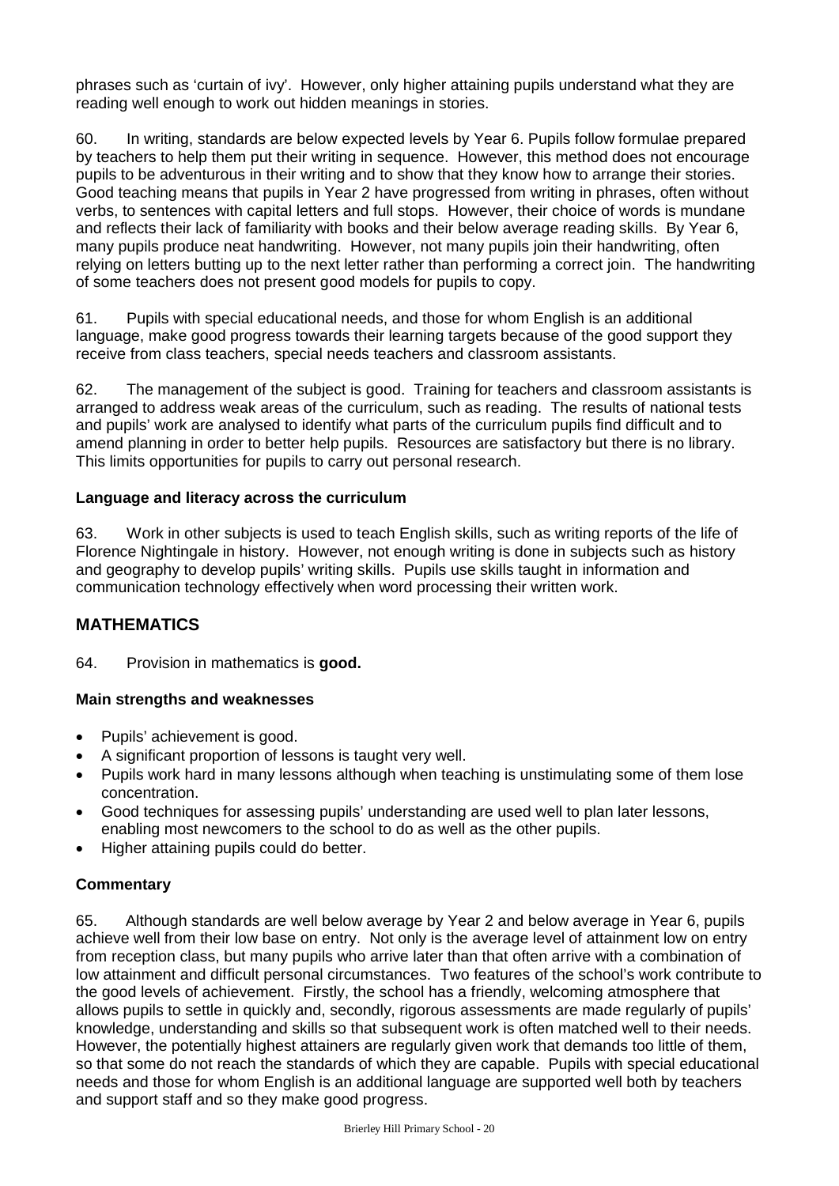phrases such as 'curtain of ivy'. However, only higher attaining pupils understand what they are reading well enough to work out hidden meanings in stories.

60. In writing, standards are below expected levels by Year 6. Pupils follow formulae prepared by teachers to help them put their writing in sequence. However, this method does not encourage pupils to be adventurous in their writing and to show that they know how to arrange their stories. Good teaching means that pupils in Year 2 have progressed from writing in phrases, often without verbs, to sentences with capital letters and full stops. However, their choice of words is mundane and reflects their lack of familiarity with books and their below average reading skills. By Year 6, many pupils produce neat handwriting. However, not many pupils join their handwriting, often relying on letters butting up to the next letter rather than performing a correct join. The handwriting of some teachers does not present good models for pupils to copy.

61. Pupils with special educational needs, and those for whom English is an additional language, make good progress towards their learning targets because of the good support they receive from class teachers, special needs teachers and classroom assistants.

62. The management of the subject is good. Training for teachers and classroom assistants is arranged to address weak areas of the curriculum, such as reading. The results of national tests and pupils' work are analysed to identify what parts of the curriculum pupils find difficult and to amend planning in order to better help pupils. Resources are satisfactory but there is no library. This limits opportunities for pupils to carry out personal research.

### Language and literacy across the curriculum

63. Work in other subjects is used to teach English skills, such as writing reports of the life of Florence Nightingale in history. However, not enough writing is done in subjects such as history and geography to develop pupils' writing skills. Pupils use skills taught in information and communication technology effectively when word processing their written work.

## MATHEMATICS

64. Provision in mathematics is **good.**

### Main strengths and weaknesses

- Pupils' achievement is good.
- A significant proportion of lessons is taught very well.
- Pupils work hard in many lessons although when teaching is unstimulating some of them lose concentration.
- Good techniques for assessing pupils' understanding are used well to plan later lessons, enabling most newcomers to the school to do as well as the other pupils.
- Higher attaining pupils could do better.

### Commentary

65. Although standards are well below average by Year 2 and below average in Year 6, pupils achieve well from their low base on entry. Not only is the average level of attainment low on entry from reception class, but many pupils who arrive later than that often arrive with a combination of low attainment and difficult personal circumstances. Two features of the school's work contribute to the good levels of achievement. Firstly, the school has a friendly, welcoming atmosphere that allows pupils to settle in quickly and, secondly, rigorous assessments are made regularly of pupils' knowledge, understanding and skills so that subsequent work is often matched well to their needs. However, the potentially highest attainers are regularly given work that demands too little of them, so that some do not reach the standards of which they are capable. Pupils with special educational needs and those for whom English is an additional language are supported well both by teachers and support staff and so they make good progress.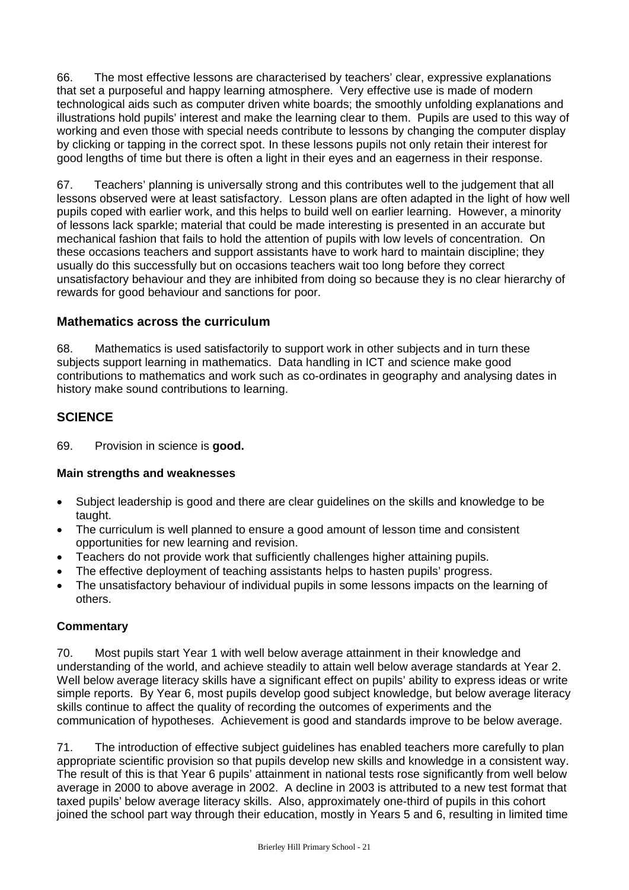66. The most effective lessons are characterised by teachers' clear, expressive explanations that set a purposeful and happy learning atmosphere. Very effective use is made of modern technological aids such as computer driven white boards; the smoothly unfolding explanations and illustrations hold pupils' interest and make the learning clear to them. Pupils are used to this way of working and even those with special needs contribute to lessons by changing the computer display by clicking or tapping in the correct spot. In these lessons pupils not only retain their interest for good lengths of time but there is often a light in their eyes and an eagerness in their response.

67. Teachers' planning is universally strong and this contributes well to the judgement that all lessons observed were at least satisfactory. Lesson plans are often adapted in the light of how well pupils coped with earlier work, and this helps to build well on earlier learning. However, a minority of lessons lack sparkle; material that could be made interesting is presented in an accurate but mechanical fashion that fails to hold the attention of pupils with low levels of concentration. On these occasions teachers and support assistants have to work hard to maintain discipline; they usually do this successfully but on occasions teachers wait too long before they correct unsatisfactory behaviour and they are inhibited from doing so because they is no clear hierarchy of rewards for good behaviour and sanctions for poor.

### Mathematics across the curriculum

68. Mathematics is used satisfactorily to support work in other subjects and in turn these subjects support learning in mathematics. Data handling in ICT and science make good contributions to mathematics and work such as co-ordinates in geography and analysing dates in history make sound contributions to learning.

## SCIENCE

69. Provision in science is **good.**

### Main strengths and weaknesses

- Subject leadership is good and there are clear guidelines on the skills and knowledge to be taught.
- The curriculum is well planned to ensure a good amount of lesson time and consistent opportunities for new learning and revision.
- Teachers do not provide work that sufficiently challenges higher attaining pupils.
- The effective deployment of teaching assistants helps to hasten pupils' progress.
- The unsatisfactory behaviour of individual pupils in some lessons impacts on the learning of others.

### Commentary

70. Most pupils start Year 1 with well below average attainment in their knowledge and understanding of the world, and achieve steadily to attain well below average standards at Year 2. Well below average literacy skills have a significant effect on pupils' ability to express ideas or write simple reports. By Year 6, most pupils develop good subject knowledge, but below average literacy skills continue to affect the quality of recording the outcomes of experiments and the communication of hypotheses. Achievement is good and standards improve to be below average.

71. The introduction of effective subject guidelines has enabled teachers more carefully to plan appropriate scientific provision so that pupils develop new skills and knowledge in a consistent way. The result of this is that Year 6 pupils' attainment in national tests rose significantly from well below average in 2000 to above average in 2002. A decline in 2003 is attributed to a new test format that taxed pupils' below average literacy skills. Also, approximately one-third of pupils in this cohort joined the school part way through their education, mostly in Years 5 and 6, resulting in limited time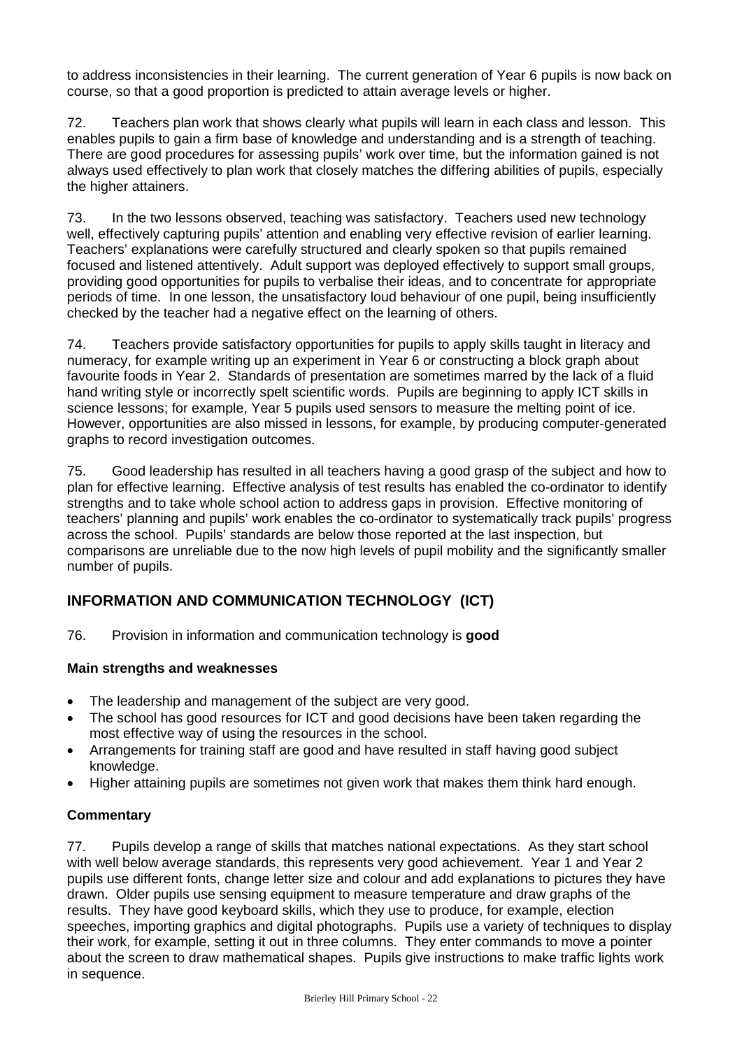to address inconsistencies in their learning. The current generation of Year 6 pupils is now back on course, so that a good proportion is predicted to attain average levels or higher.

72. Teachers plan work that shows clearly what pupils will learn in each class and lesson. This enables pupils to gain a firm base of knowledge and understanding and is a strength of teaching. There are good procedures for assessing pupils' work over time, but the information gained is not always used effectively to plan work that closely matches the differing abilities of pupils, especially the higher attainers.

73. In the two lessons observed, teaching was satisfactory. Teachers used new technology well, effectively capturing pupils' attention and enabling very effective revision of earlier learning. Teachers' explanations were carefully structured and clearly spoken so that pupils remained focused and listened attentively. Adult support was deployed effectively to support small groups, providing good opportunities for pupils to verbalise their ideas, and to concentrate for appropriate periods of time. In one lesson, the unsatisfactory loud behaviour of one pupil, being insufficiently checked by the teacher had a negative effect on the learning of others.

74. Teachers provide satisfactory opportunities for pupils to apply skills taught in literacy and numeracy, for example writing up an experiment in Year 6 or constructing a block graph about favourite foods in Year 2. Standards of presentation are sometimes marred by the lack of a fluid hand writing style or incorrectly spelt scientific words. Pupils are beginning to apply ICT skills in science lessons; for example, Year 5 pupils used sensors to measure the melting point of ice. However, opportunities are also missed in lessons, for example, by producing computer-generated graphs to record investigation outcomes.

75. Good leadership has resulted in all teachers having a good grasp of the subject and how to plan for effective learning. Effective analysis of test results has enabled the co-ordinator to identify strengths and to take whole school action to address gaps in provision. Effective monitoring of teachers' planning and pupils' work enables the co-ordinator to systematically track pupils' progress across the school. Pupils' standards are below those reported at the last inspection, but comparisons are unreliable due to the now high levels of pupil mobility and the significantly smaller number of pupils.

## INFORMATION AND COMMUNICATION TECHNOLOGY (ICT)

76. Provision in information and communication technology is **good**

### Main strengths and weaknesses

- The leadership and management of the subject are very good.
- The school has good resources for ICT and good decisions have been taken regarding the most effective way of using the resources in the school.
- Arrangements for training staff are good and have resulted in staff having good subject knowledge.
- Higher attaining pupils are sometimes not given work that makes them think hard enough.

### Commentary

77. Pupils develop a range of skills that matches national expectations. As they start school with well below average standards, this represents very good achievement. Year 1 and Year 2 pupils use different fonts, change letter size and colour and add explanations to pictures they have drawn. Older pupils use sensing equipment to measure temperature and draw graphs of the results. They have good keyboard skills, which they use to produce, for example, election speeches, importing graphics and digital photographs. Pupils use a variety of techniques to display their work, for example, setting it out in three columns. They enter commands to move a pointer about the screen to draw mathematical shapes. Pupils give instructions to make traffic lights work in sequence.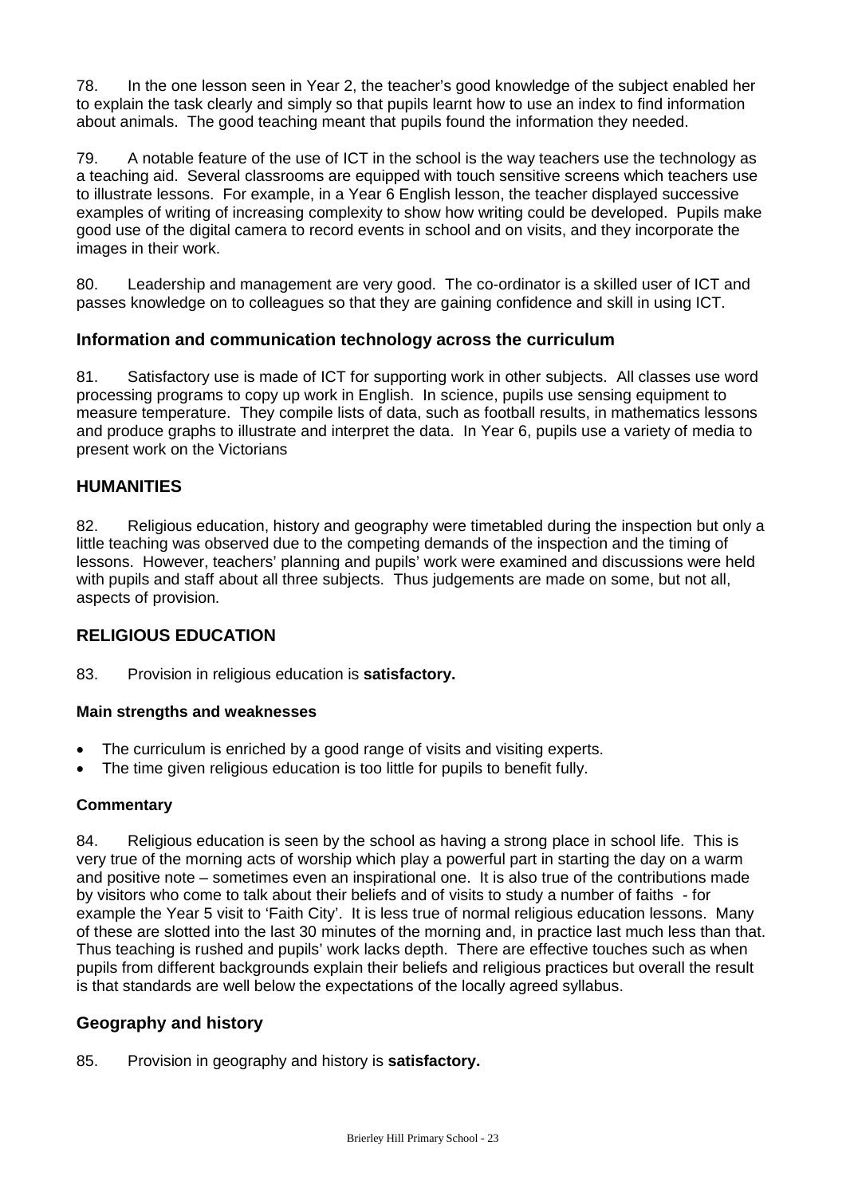78. In the one lesson seen in Year 2, the teacher's good knowledge of the subject enabled her to explain the task clearly and simply so that pupils learnt how to use an index to find information about animals. The good teaching meant that pupils found the information they needed.

79. A notable feature of the use of ICT in the school is the way teachers use the technology as a teaching aid. Several classrooms are equipped with touch sensitive screens which teachers use to illustrate lessons. For example, in a Year 6 English lesson, the teacher displayed successive examples of writing of increasing complexity to show how writing could be developed. Pupils make good use of the digital camera to record events in school and on visits, and they incorporate the images in their work.

80. Leadership and management are very good. The co-ordinator is a skilled user of ICT and passes knowledge on to colleagues so that they are gaining confidence and skill in using ICT.

### Information and communication technology across the curriculum

81. Satisfactory use is made of ICT for supporting work in other subjects. All classes use word processing programs to copy up work in English. In science, pupils use sensing equipment to measure temperature. They compile lists of data, such as football results, in mathematics lessons and produce graphs to illustrate and interpret the data. In Year 6, pupils use a variety of media to present work on the Victorians

## HUMANITIES

82. Religious education, history and geography were timetabled during the inspection but only a little teaching was observed due to the competing demands of the inspection and the timing of lessons. However, teachers' planning and pupils' work were examined and discussions were held with pupils and staff about all three subjects. Thus judgements are made on some, but not all, aspects of provision.

## RELIGIOUS EDUCATION

83. Provision in religious education is **satisfactory.**

#### Main strengths and weaknesses

- The curriculum is enriched by a good range of visits and visiting experts.
- The time given religious education is too little for pupils to benefit fully.

#### Commentary

84. Religious education is seen by the school as having a strong place in school life. This is very true of the morning acts of worship which play a powerful part in starting the day on a warm and positive note – sometimes even an inspirational one. It is also true of the contributions made by visitors who come to talk about their beliefs and of visits to study a number of faiths - for example the Year 5 visit to 'Faith City'. It is less true of normal religious education lessons. Many of these are slotted into the last 30 minutes of the morning and, in practice last much less than that. Thus teaching is rushed and pupils' work lacks depth. There are effective touches such as when pupils from different backgrounds explain their beliefs and religious practices but overall the result is that standards are well below the expectations of the locally agreed syllabus.

### Geography and history

85. Provision in geography and history is **satisfactory.**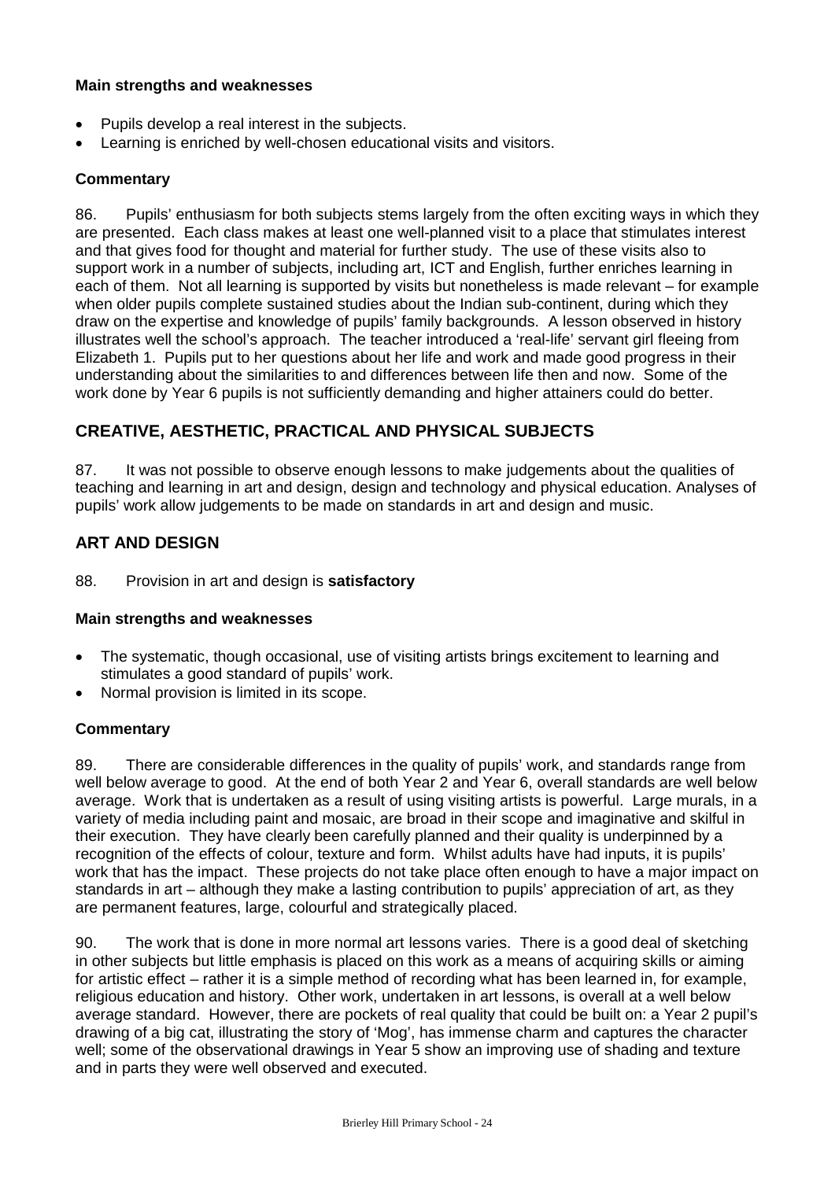**Main strengths and weaknesses**

- Pupils develop a real interest in the subjects.
- Learning is enriched by well-chosen educational visits and visitors.

**Commentary**

86. Pupils' enthusiasm for both subjects stems largely from the often exciting ways in which they are presented. Each class makes at least one well-planned visit to a place that stimulates interest and that gives food for thought and material for further study. The use of these visits also to support work in a number of subjects, including art, ICT and English, further enriches learning in each of them. Not all learning is supported by visits but nonetheless is made relevant – for example when older pupils complete sustained studies about the Indian sub-continent, during which they draw on the expertise and knowledge of pupils' family backgrounds. A lesson observed in history illustrates well the school's approach. The teacher introduced a 'real-life' servant girl fleeing from Elizabeth 1. Pupils put to her questions about her life and work and made good progress in their understanding about the similarities to and differences between life then and now. Some of the work done by Year 6 pupils is not sufficiently demanding and higher attainers could do better.

## CREATIVE, AESTHETIC, PRACTICAL AND PHYSICAL SUBJECTS

87. It was not possible to observe enough lessons to make judgements about the qualities of teaching and learning in art and design, design and technology and physical education. Analyses of pupils' work allow judgements to be made on standards in art and design and music.

## ART AND DESIGN

88. Provision in art and design is **satisfactory**

**Main strengths and weaknesses**

- The systematic, though occasional, use of visiting artists brings excitement to learning and stimulates a good standard of pupils' work.
- Normal provision is limited in its scope.

**Commentary**

89. There are considerable differences in the quality of pupils' work, and standards range from well below average to good. At the end of both Year 2 and Year 6, overall standards are well below average. Work that is undertaken as a result of using visiting artists is powerful. Large murals, in a variety of media including paint and mosaic, are broad in their scope and imaginative and skilful in their execution. They have clearly been carefully planned and their quality is underpinned by a recognition of the effects of colour, texture and form. Whilst adults have had inputs, it is pupils' work that has the impact. These projects do not take place often enough to have a major impact on standards in art – although they make a lasting contribution to pupils' appreciation of art, as they are permanent features, large, colourful and strategically placed.

90. The work that is done in more normal art lessons varies. There is a good deal of sketching in other subjects but little emphasis is placed on this work as a means of acquiring skills or aiming for artistic effect – rather it is a simple method of recording what has been learned in, for example, religious education and history. Other work, undertaken in art lessons, is overall at a well below average standard. However, there are pockets of real quality that could be built on: a Year 2 pupil's drawing of a big cat, illustrating the story of 'Mog', has immense charm and captures the character well; some of the observational drawings in Year 5 show an improving use of shading and texture and in parts they were well observed and executed.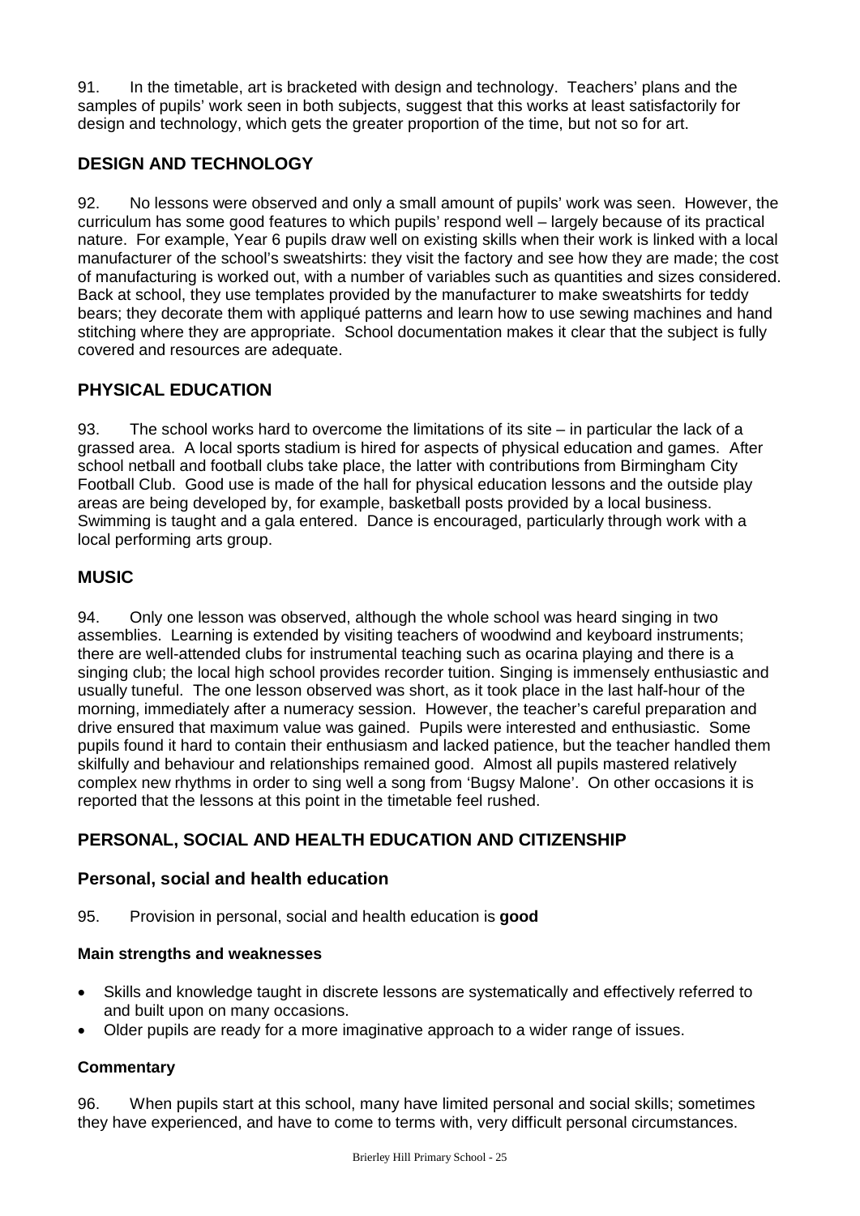91. In the timetable, art is bracketed with design and technology. Teachers' plans and the samples of pupils' work seen in both subjects, suggest that this works at least satisfactorily for design and technology, which gets the greater proportion of the time, but not so for art.

## DESIGN AND TECHNOLOGY

92. No lessons were observed and only a small amount of pupils' work was seen. However, the curriculum has some good features to which pupils' respond well – largely because of its practical nature. For example, Year 6 pupils draw well on existing skills when their work is linked with a local manufacturer of the school's sweatshirts: they visit the factory and see how they are made; the cost of manufacturing is worked out, with a number of variables such as quantities and sizes considered. Back at school, they use templates provided by the manufacturer to make sweatshirts for teddy bears; they decorate them with appliqué patterns and learn how to use sewing machines and hand stitching where they are appropriate. School documentation makes it clear that the subject is fully covered and resources are adequate.

## PHYSICAL EDUCATION

93. The school works hard to overcome the limitations of its site – in particular the lack of a grassed area. A local sports stadium is hired for aspects of physical education and games. After school netball and football clubs take place, the latter with contributions from Birmingham City Football Club. Good use is made of the hall for physical education lessons and the outside play areas are being developed by, for example, basketball posts provided by a local business. Swimming is taught and a gala entered. Dance is encouraged, particularly through work with a local performing arts group.

## MUSIC

94. Only one lesson was observed, although the whole school was heard singing in two assemblies. Learning is extended by visiting teachers of woodwind and keyboard instruments; there are well-attended clubs for instrumental teaching such as ocarina playing and there is a singing club; the local high school provides recorder tuition. Singing is immensely enthusiastic and usually tuneful. The one lesson observed was short, as it took place in the last half-hour of the morning, immediately after a numeracy session. However, the teacher's careful preparation and drive ensured that maximum value was gained. Pupils were interested and enthusiastic. Some pupils found it hard to contain their enthusiasm and lacked patience, but the teacher handled them skilfully and behaviour and relationships remained good. Almost all pupils mastered relatively complex new rhythms in order to sing well a song from 'Bugsy Malone'. On other occasions it is reported that the lessons at this point in the timetable feel rushed.

## PERSONAL, SOCIAL AND HEALTH EDUCATION AND CITIZENSHIP

### Personal, social and health education

95. Provision in personal, social and health education is **good**

#### Main strengths and weaknesses

- Skills and knowledge taught in discrete lessons are systematically and effectively referred to and built upon on many occasions.
- Older pupils are ready for a more imaginative approach to a wider range of issues.

#### Commentary

96. When pupils start at this school, many have limited personal and social skills; sometimes they have experienced, and have to come to terms with, very difficult personal circumstances.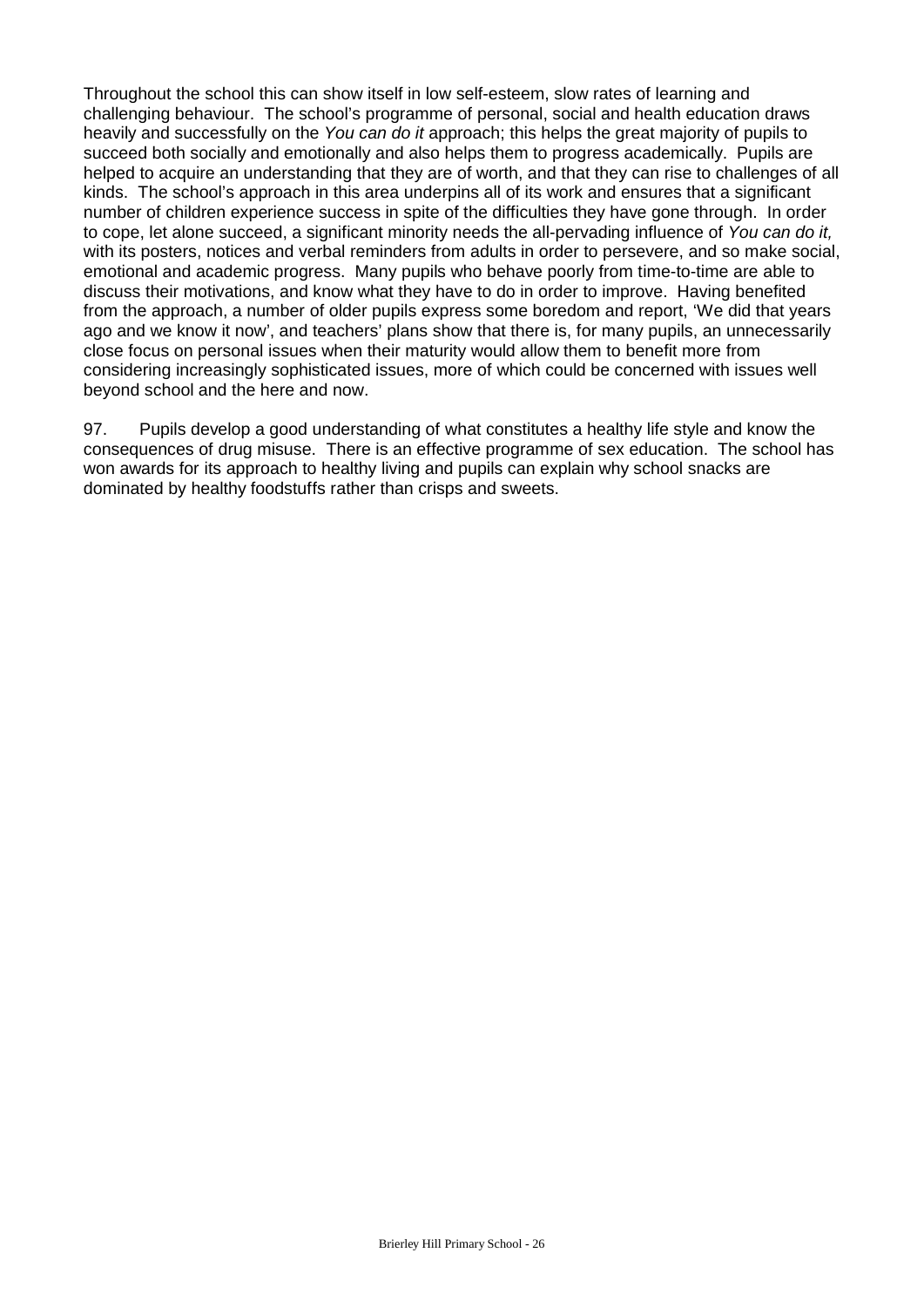Throughout the school this can show itself in low self-esteem, slow rates of learning and challenging behaviour. The school's programme of personal, social and health education draws heavily and successfully on the *You can do it* approach; this helps the great majority of pupils to succeed both socially and emotionally and also helps them to progress academically. Pupils are helped to acquire an understanding that they are of worth, and that they can rise to challenges of all kinds. The school's approach in this area underpins all of its work and ensures that a significant number of children experience success in spite of the difficulties they have gone through. In order to cope, let alone succeed, a significant minority needs the all-pervading influence of *You can do it,* with its posters, notices and verbal reminders from adults in order to persevere, and so make social, emotional and academic progress. Many pupils who behave poorly from time-to-time are able to discuss their motivations, and know what they have to do in order to improve. Having benefited from the approach, a number of older pupils express some boredom and report, 'We did that years ago and we know it now', and teachers' plans show that there is, for many pupils, an unnecessarily close focus on personal issues when their maturity would allow them to benefit more from considering increasingly sophisticated issues, more of which could be concerned with issues well beyond school and the here and now.

97. Pupils develop a good understanding of what constitutes a healthy life style and know the consequences of drug misuse. There is an effective programme of sex education. The school has won awards for its approach to healthy living and pupils can explain why school snacks are dominated by healthy foodstuffs rather than crisps and sweets.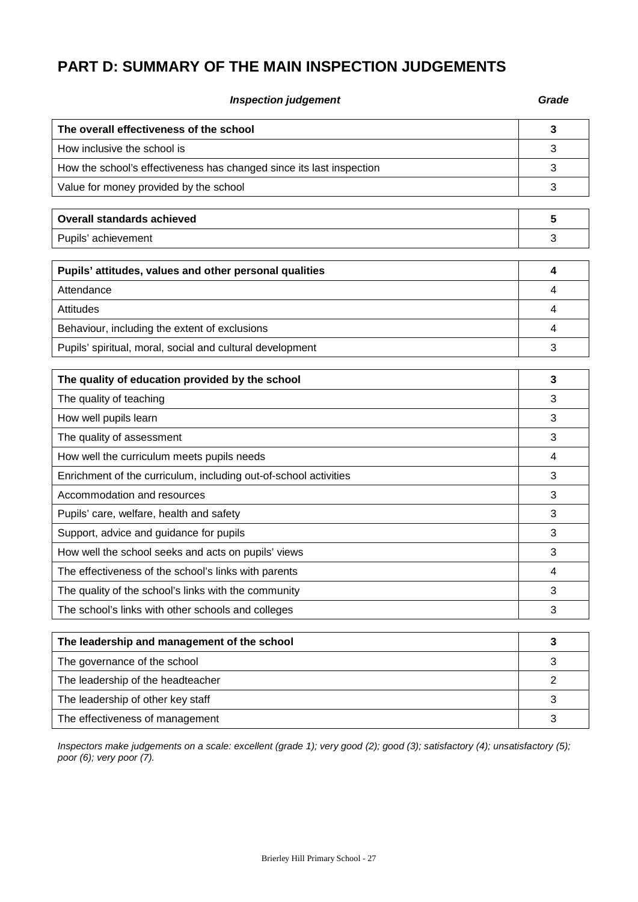# PART D: SUMMARY OF THE MAIN INSPECTION JUDGEMENTS

| ***Inspection judgement*** | ***Grade*** |
|---|---|
| **The overall effectiveness of the school** | **3** |
| How inclusive the school is | 3 |
| How the school's effectiveness has changed since its last inspection | 3 |
| Value for money provided by the school | 3 |
| **Overall standards achieved** | **5** |
| Pupils' achievement | 3 |
| **Pupils' attitudes, values and other personal qualities** | **4** |
| Attendance | 4 |
| Attitudes | 4 |
| Behaviour, including the extent of exclusions | 4 |
| Pupils' spiritual, moral, social and cultural development | 3 |
| **The quality of education provided by the school** | **3** |
| The quality of teaching | 3 |
| How well pupils learn | 3 |
| The quality of assessment | 3 |
| How well the curriculum meets pupils needs | 4 |
| Enrichment of the curriculum, including out-of-school activities | 3 |
| Accommodation and resources | 3 |
| Pupils' care, welfare, health and safety | 3 |
| Support, advice and guidance for pupils | 3 |
| How well the school seeks and acts on pupils' views | 3 |
| The effectiveness of the school's links with parents | 4 |
| The quality of the school's links with the community | 3 |
| The school's links with other schools and colleges | 3 |
| **The leadership and management of the school** | **3** |
| The governance of the school | 3 |
| The leadership of the headteacher | 2 |
| The leadership of other key staff | 3 |
| The effectiveness of management | 3 |

*Inspectors make judgements on a scale: excellent (grade 1); very good (2); good (3); satisfactory (4); unsatisfactory (5); poor (6); very poor (7).*